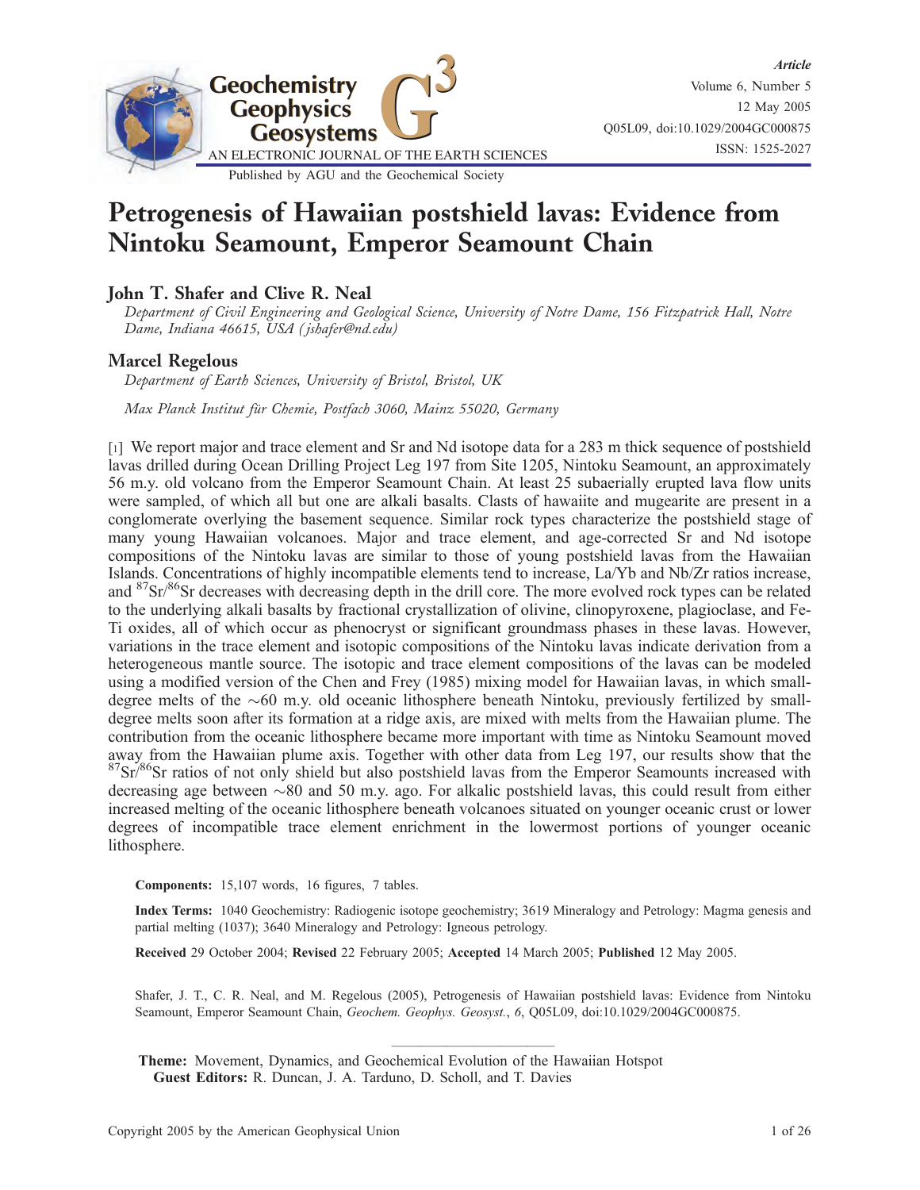# Petrogenesis of Hawaiian postshield lavas: Evidence from Nintoku Seamount, Emperor Seamount Chain

## John T. Shafer and Clive R. Neal

*Department of Civil Engineering and Geological Science, University of Notre Dame, 156 Fitzpatrick Hall, Notre Dame, Indiana 46615, USA (jshafer@nd.edu)*

## Marcel Regelous

*Department of Earth Sciences, University of Bristol, Bristol, UK*

*Max Planck Institut für Chemie, Postfach 3060, Mainz 55020, Germany*

[1] We report major and trace element and Sr and Nd isotope data for a 283 m thick sequence of postshield lavas drilled during Ocean Drilling Project Leg 197 from Site 1205, Nintoku Seamount, an approximately 56 m.y. old volcano from the Emperor Seamount Chain. At least 25 subaerially erupted lava flow units were sampled, of which all but one are alkali basalts. Clasts of hawaiite and mugearite are present in a conglomerate overlying the basement sequence. Similar rock types characterize the postshield stage of many young Hawaiian volcanoes. Major and trace element, and age-corrected Sr and Nd isotope compositions of the Nintoku lavas are similar to those of young postshield lavas from the Hawaiian Islands. Concentrations of highly incompatible elements tend to increase, La/Yb and Nb/Zr ratios increase, and $^{87}Sr/^{86}Sr$ decreases with decreasing depth in the drill core. The more evolved rock types can be related to the underlying alkali basalts by fractional crystallization of olivine, clinopyroxene, plagioclase, and Fe-Ti oxides, all of which occur as phenocryst or significant groundmass phases in these lavas. However, variations in the trace element and isotopic compositions of the Nintoku lavas indicate derivation from a heterogeneous mantle source. The isotopic and trace element compositions of the lavas can be modeled using a modified version of the Chen and Frey (1985) mixing model for Hawaiian lavas, in which small-degree melts of the ~60 m.y. old oceanic lithosphere beneath Nintoku, previously fertilized by small-degree melts soon after its formation at a ridge axis, are mixed with melts from the Hawaiian plume. The contribution from the oceanic lithosphere became more important with time as Nintoku Seamount moved away from the Hawaiian plume axis. Together with other data from Leg 197, our results show that the $^{87}Sr/^{86}Sr$ ratios of not only shield but also postshield lavas from the Emperor Seamounts increased with decreasing age between ~80 and 50 m.y. ago. For alkalic postshield lavas, this could result from either increased melting of the oceanic lithosphere beneath volcanoes situated on younger oceanic crust or lower degrees of incompatible trace element enrichment in the lowermost portions of younger oceanic lithosphere.

**Components:** 15,107 words, 16 figures, 7 tables.

**Index Terms:** 1040 Geochemistry: Radiogenic isotope geochemistry; 3619 Mineralogy and Petrology: Magma genesis and partial melting (1037); 3640 Mineralogy and Petrology: Igneous petrology.

**Received** 29 October 2004; **Revised** 22 February 2005; **Accepted** 14 March 2005; **Published** 12 May 2005.

Shafer, J. T., C. R. Neal, and M. Regelous (2005), Petrogenesis of Hawaiian postshield lavas: Evidence from Nintoku Seamount, Emperor Seamount Chain, *Geochem. Geophys. Geosyst.*, *6*, Q05L09, doi:10.1029/2004GC000875.

**Theme:** Movement, Dynamics, and Geochemical Evolution of the Hawaiian Hotspot
**Guest Editors:** R. Duncan, J. A. Tarduno, D. Scholl, and T. Davies

Copyright 2005 by the American Geophysical Union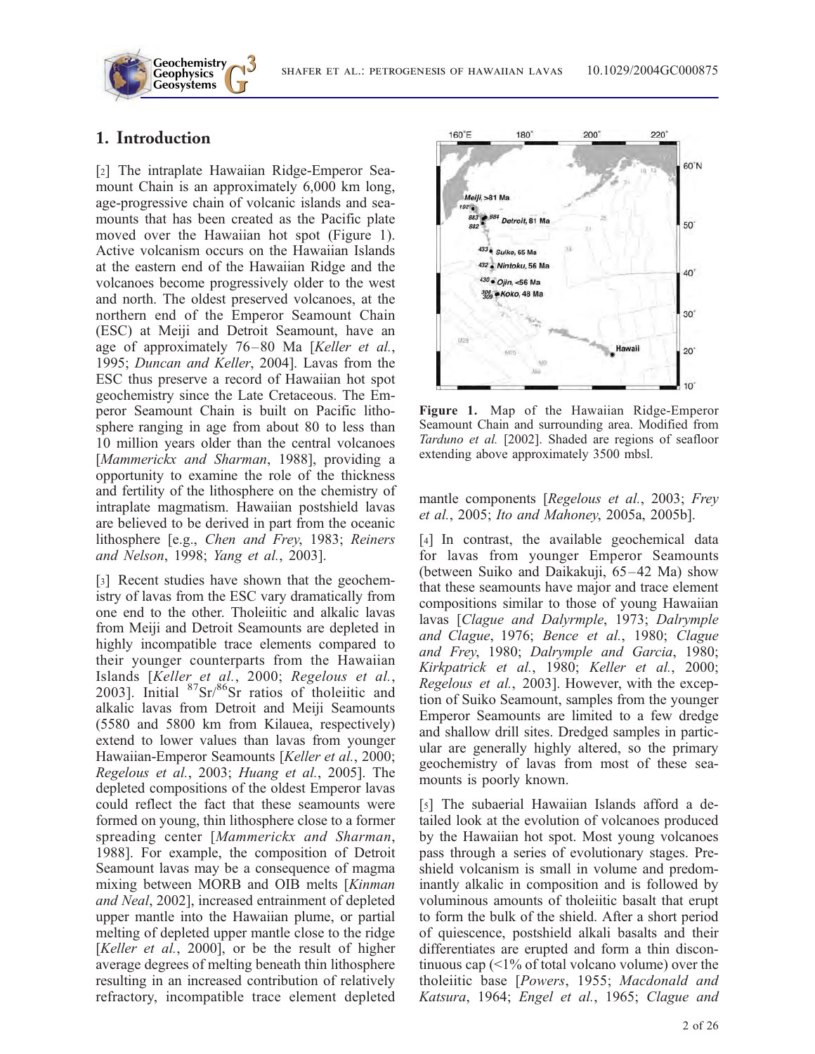## 1. Introduction

[2] The intraplate Hawaiian Ridge-Emperor Seamount Chain is an approximately 6,000 km long, age-progressive chain of volcanic islands and seamounts that has been created as the Pacific plate moved over the Hawaiian hot spot (Figure 1). Active volcanism occurs on the Hawaiian Islands at the eastern end of the Hawaiian Ridge and the volcanoes become progressively older to the west and north. The oldest preserved volcanoes, at the northern end of the Emperor Seamount Chain (ESC) at Meiji and Detroit Seamount, have an age of approximately 76–80 Ma [*Keller et al.*, 1995; *Duncan and Keller*, 2004]. Lavas from the ESC thus preserve a record of Hawaiian hot spot geochemistry since the Late Cretaceous. The Emperor Seamount Chain is built on Pacific lithosphere ranging in age from about 80 to less than 10 million years older than the central volcanoes [*Mammerickx and Sharman*, 1988], providing a opportunity to examine the role of the thickness and fertility of the lithosphere on the chemistry of intraplate magmatism. Hawaiian postshield lavas are believed to be derived in part from the oceanic lithosphere [e.g., *Chen and Frey*, 1983; *Reiners and Nelson*, 1998; *Yang et al.*, 2003].

[3] Recent studies have shown that the geochemistry of lavas from the ESC vary dramatically from one end to the other. Tholeiitic and alkalic lavas from Meiji and Detroit Seamounts are depleted in highly incompatible trace elements compared to their younger counterparts from the Hawaiian Islands [*Keller et al.*, 2000; *Regelous et al.*, 2003]. Initial $^{87}Sr/^{86}Sr$ ratios of tholeiitic and alkalic lavas from Detroit and Meiji Seamounts (5580 and 5800 km from Kilauea, respectively) extend to lower values than lavas from younger Hawaiian-Emperor Seamounts [*Keller et al.*, 2000; *Regelous et al.*, 2003; *Huang et al.*, 2005]. The depleted compositions of the oldest Emperor lavas could reflect the fact that these seamounts were formed on young, thin lithosphere close to a former spreading center [*Mammerickx and Sharman*, 1988]. For example, the composition of Detroit Seamount lavas may be a consequence of magma mixing between MORB and OIB melts [*Kinman and Neal*, 2002], increased entrainment of depleted upper mantle into the Hawaiian plume, or partial melting of depleted upper mantle close to the ridge [*Keller et al.*, 2000], or be the result of higher average degrees of melting beneath thin lithosphere resulting in an increased contribution of relatively refractory, incompatible trace element depleted mantle components [*Regelous et al.*, 2003; *Frey et al.*, 2005; *Ito and Mahoney*, 2005a, 2005b].

Figure 1. Map of the Hawaiian Ridge-Emperor Seamount Chain and surrounding area. Modified from *Tarduno et al.* [2002]. Shaded are regions of seafloor extending above approximately 3500 mbsl.

[4] In contrast, the available geochemical data for lavas from younger Emperor Seamounts (between Suiko and Daikakuji, 65–42 Ma) show that these seamounts have major and trace element compositions similar to those of young Hawaiian lavas [*Clague and Dalyrmple*, 1973; *Dalrymple and Clague*, 1976; *Bence et al.*, 1980; *Clague and Frey*, 1980; *Dalrymple and Garcia*, 1980; *Kirkpatrick et al.*, 1980; *Keller et al.*, 2000; *Regelous et al.*, 2003]. However, with the exception of Suiko Seamount, samples from the younger Emperor Seamounts are limited to a few dredge and shallow drill sites. Dredged samples in particular are generally highly altered, so the primary geochemistry of lavas from most of these seamounts is poorly known.

[5] The subaerial Hawaiian Islands afford a detailed look at the evolution of volcanoes produced by the Hawaiian hot spot. Most young volcanoes pass through a series of evolutionary stages. Preshield volcanism is small in volume and predominantly alkalic in composition and is followed by voluminous amounts of tholeiitic basalt that erupt to form the bulk of the shield. After a short period of quiescence, postshield alkali basalts and their differentiates are erupted and form a thin discontinuous cap (<1% of total volcano volume) over the tholeiitic base [*Powers*, 1955; *Macdonald and Katsura*, 1964; *Engel et al.*, 1965; *Clague and*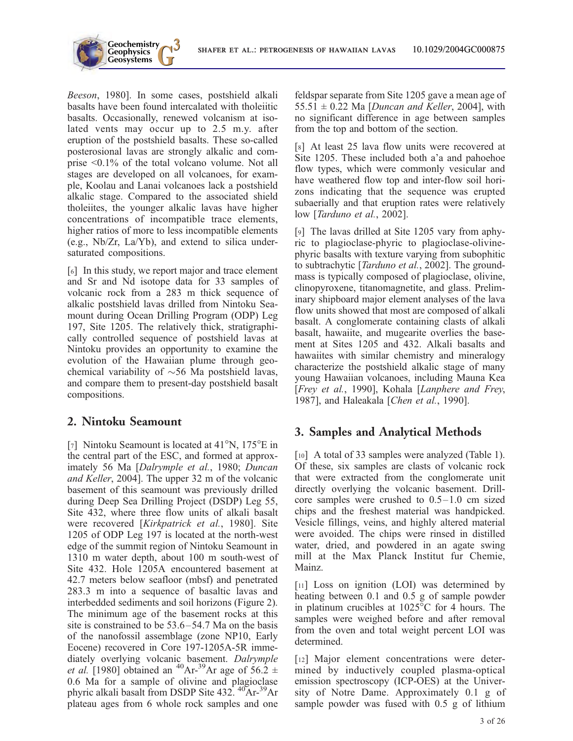*Beeson*, 1980]. In some cases, postshield alkali basalts have been found intercalated with tholeiitic basalts. Occasionally, renewed volcanism at isolated vents may occur up to 2.5 m.y. after eruption of the postshield basalts. These so-called posterosional lavas are strongly alkalic and comprise <0.1% of the total volcano volume. Not all stages are developed on all volcanoes, for example, Koolau and Lanai volcanoes lack a postshield alkalic stage. Compared to the associated shield tholeiites, the younger alkalic lavas have higher concentrations of incompatible trace elements, higher ratios of more to less incompatible elements (e.g., Nb/Zr, La/Yb), and extend to silica undersaturated compositions.

[6] In this study, we report major and trace element and Sr and Nd isotope data for 33 samples of volcanic rock from a 283 m thick sequence of alkalic postshield lavas drilled from Nintoku Seamount during Ocean Drilling Program (ODP) Leg 197, Site 1205. The relatively thick, stratigraphically controlled sequence of postshield lavas at Nintoku provides an opportunity to examine the evolution of the Hawaiian plume through geochemical variability of ~56 Ma postshield lavas, and compare them to present-day postshield basalt compositions.

## 2. Nintoku Seamount

[7] Nintoku Seamount is located at 41°N, 175°E in the central part of the ESC, and formed at approximately 56 Ma [*Dalrymple et al.*, 1980; *Duncan and Keller*, 2004]. The upper 32 m of the volcanic basement of this seamount was previously drilled during Deep Sea Drilling Project (DSDP) Leg 55, Site 432, where three flow units of alkali basalt were recovered [*Kirkpatrick et al.*, 1980]. Site 1205 of ODP Leg 197 is located at the north-west edge of the summit region of Nintoku Seamount in 1310 m water depth, about 100 m south-west of Site 432. Hole 1205A encountered basement at 42.7 meters below seafloor (mbsf) and penetrated 283.3 m into a sequence of basaltic lavas and interbedded sediments and soil horizons (Figure 2). The minimum age of the basement rocks at this site is constrained to be 53.6–54.7 Ma on the basis of the nanofossil assemblage (zone NP10, Early Eocene) recovered in Core 197-1205A-5R immediately overlying volcanic basement. *Dalrymple et al.* [1980] obtained an $^{40}Ar$-$^{39}Ar$ age of 56.2 ± 0.6 Ma for a sample of olivine and plagioclase phyric alkali basalt from DSDP Site 432. $^{40}Ar$-$^{39}Ar$ plateau ages from 6 whole rock samples and one feldspar separate from Site 1205 gave a mean age of 55.51 ± 0.22 Ma [*Duncan and Keller*, 2004], with no significant difference in age between samples from the top and bottom of the section.

[8] At least 25 lava flow units were recovered at Site 1205. These included both a'a and pahoehoe flow types, which were commonly vesicular and have weathered flow top and inter-flow soil horizons indicating that the sequence was erupted subaerially and that eruption rates were relatively low [*Tarduno et al.*, 2002].

[9] The lavas drilled at Site 1205 vary from aphyric to plagioclase-phyric to plagioclase-olivine-phyric basalts with texture varying from subophitic to subtrachytic [*Tarduno et al.*, 2002]. The groundmass is typically composed of plagioclase, olivine, clinopyroxene, titanomagnetite, and glass. Preliminary shipboard major element analyses of the lava flow units showed that most are composed of alkali basalt. A conglomerate containing clasts of alkali basalt, hawaiite, and mugearite overlies the basement at Sites 1205 and 432. Alkali basalts and hawaiites with similar chemistry and mineralogy characterize the postshield alkalic stage of many young Hawaiian volcanoes, including Mauna Kea [*Frey et al.*, 1990], Kohala [*Lanphere and Frey*, 1987], and Haleakala [*Chen et al.*, 1990].

## 3. Samples and Analytical Methods

[10] A total of 33 samples were analyzed (Table 1). Of these, six samples are clasts of volcanic rock that were extracted from the conglomerate unit directly overlying the volcanic basement. Drill-core samples were crushed to 0.5–1.0 cm sized chips and the freshest material was handpicked. Vesicle fillings, veins, and highly altered material were avoided. The chips were rinsed in distilled water, dried, and powdered in an agate swing mill at the Max Planck Institut fur Chemie, Mainz.

[11] Loss on ignition (LOI) was determined by heating between 0.1 and 0.5 g of sample powder in platinum crucibles at 1025°C for 4 hours. The samples were weighed before and after removal from the oven and total weight percent LOI was determined.

[12] Major element concentrations were determined by inductively coupled plasma-optical emission spectroscopy (ICP-OES) at the University of Notre Dame. Approximately 0.1 g of sample powder was fused with 0.5 g of lithium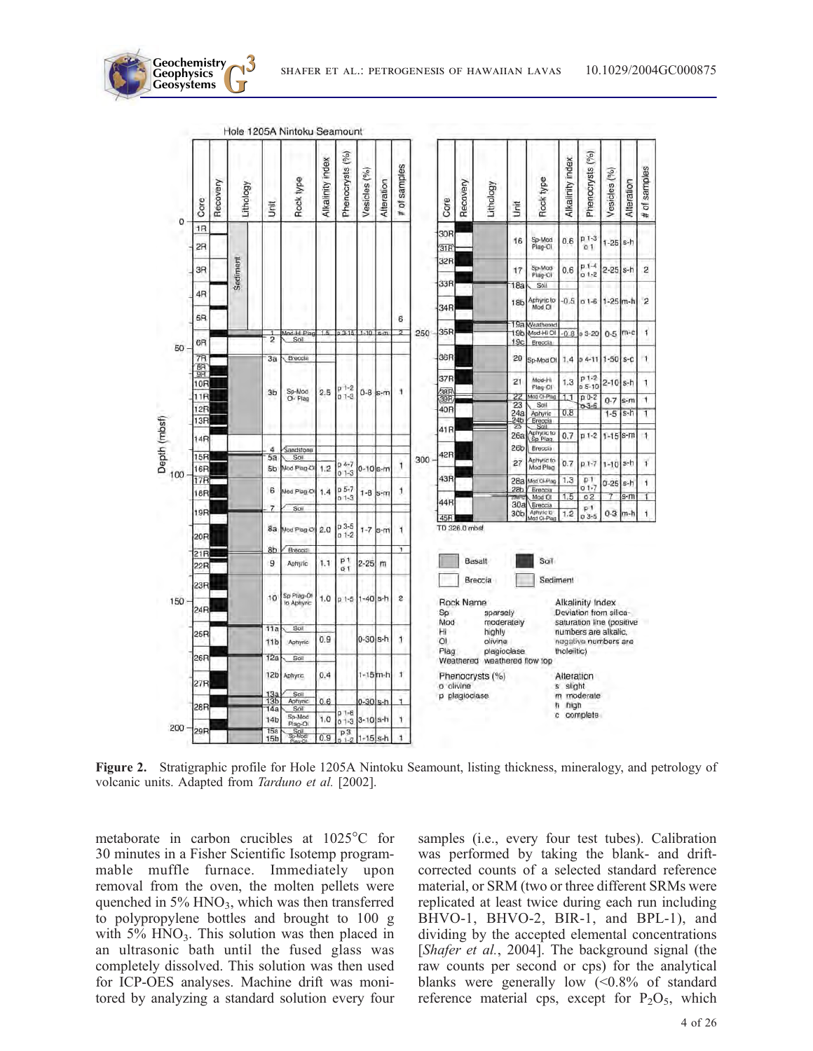**Figure 2.** Stratigraphic profile for Hole 1205A Nintoku Seamount, listing thickness, mineralogy, and petrology of volcanic units. Adapted from *Tarduno et al.* [2002].

metaborate in carbon crucibles at 1025°C for 30 minutes in a Fisher Scientific Isotemp programmable muffle furnace. Immediately upon removal from the oven, the molten pellets were quenched in 5% $HNO_3$, which was then transferred to polypropylene bottles and brought to 100 g with 5% $HNO_3$. This solution was then placed in an ultrasonic bath until the fused glass was completely dissolved. This solution was then used for ICP-OES analyses. Machine drift was monitored by analyzing a standard solution every four samples (i.e., every four test tubes). Calibration was performed by taking the blank- and drift-corrected counts of a selected standard reference material, or SRM (two or three different SRMs were replicated at least twice during each run including BHVO-1, BHVO-2, BIR-1, and BPL-1), and dividing by the accepted elemental concentrations [*Shafer et al.*, 2004]. The background signal (the raw counts per second or cps) for the analytical blanks were generally low (<0.8% of standard reference material cps, except for $P_2O_5$, which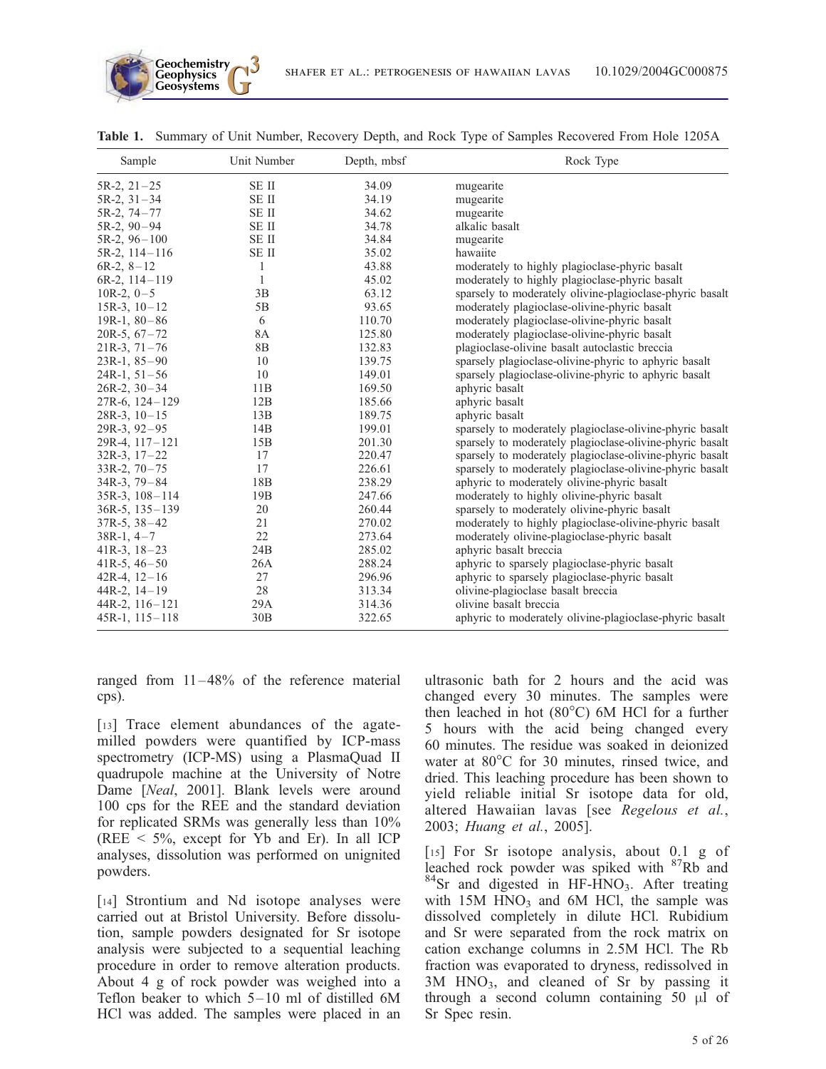**Table 1.** Summary of Unit Number, Recovery Depth, and Rock Type of Samples Recovered From Hole 1205A

| Sample | Unit Number | Depth, mbsf | Rock Type |
|---|---|---|---|
| 5R-2, 21–25 | SE II | 34.09 | mugearite |
| 5R-2, 31–34 | SE II | 34.19 | mugearite |
| 5R-2, 74–77 | SE II | 34.62 | mugearite |
| 5R-2, 90–94 | SE II | 34.78 | alkalic basalt |
| 5R-2, 96–100 | SE II | 34.84 | mugearite |
| 5R-2, 114–116 | SE II | 35.02 | hawaiite |
| 6R-2, 8–12 | 1 | 43.88 | moderately to highly plagioclase-phyric basalt |
| 6R-2, 114–119 | 1 | 45.02 | moderately to highly plagioclase-phyric basalt |
| 10R-2, 0–5 | 3B | 63.12 | sparsely to moderately olivine-plagioclase-phyric basalt |
| 15R-3, 10–12 | 5B | 93.65 | moderately plagioclase-olivine-phyric basalt |
| 19R-1, 80–86 | 6 | 110.70 | moderately plagioclase-olivine-phyric basalt |
| 20R-5, 67–72 | 8A | 125.80 | moderately plagioclase-olivine-phyric basalt |
| 21R-3, 71–76 | 8B | 132.83 | plagioclase-olivine basalt autoclastic breccia |
| 23R-1, 85–90 | 10 | 139.75 | sparsely plagioclase-olivine-phyric to aphyric basalt |
| 24R-1, 51–56 | 10 | 149.01 | sparsely plagioclase-olivine-phyric to aphyric basalt |
| 26R-2, 30–34 | 11B | 169.50 | aphyric basalt |
| 27R-6, 124–129 | 12B | 185.66 | aphyric basalt |
| 28R-3, 10–15 | 13B | 189.75 | aphyric basalt |
| 29R-3, 92–95 | 14B | 199.01 | sparsely to moderately plagioclase-olivine-phyric basalt |
| 29R-4, 117–121 | 15B | 201.30 | sparsely to moderately plagioclase-olivine-phyric basalt |
| 32R-3, 17–22 | 17 | 220.47 | sparsely to moderately plagioclase-olivine-phyric basalt |
| 33R-2, 70–75 | 17 | 226.61 | sparsely to moderately plagioclase-olivine-phyric basalt |
| 34R-3, 79–84 | 18B | 238.29 | aphyric to moderately olivine-phyric basalt |
| 35R-3, 108–114 | 19B | 247.66 | moderately to highly olivine-phyric basalt |
| 36R-5, 135–139 | 20 | 260.44 | sparsely to moderately olivine-phyric basalt |
| 37R-5, 38–42 | 21 | 270.02 | moderately to highly plagioclase-olivine-phyric basalt |
| 38R-1, 4–7 | 22 | 273.64 | moderately olivine-plagioclase-phyric basalt |
| 41R-3, 18–23 | 24B | 285.02 | aphyric basalt breccia |
| 41R-5, 46–50 | 26A | 288.24 | aphyric to sparsely plagioclase-phyric basalt |
| 42R-4, 12–16 | 27 | 296.96 | aphyric to sparsely plagioclase-phyric basalt |
| 44R-2, 14–19 | 28 | 313.34 | olivine-plagioclase basalt breccia |
| 44R-2, 116–121 | 29A | 314.36 | olivine basalt breccia |
| 45R-1, 115–118 | 30B | 322.65 | aphyric to moderately olivine-plagioclase-phyric basalt |

ranged from 11–48% of the reference material cps).

[13] Trace element abundances of the agate-milled powders were quantified by ICP-mass spectrometry (ICP-MS) using a PlasmaQuad II quadrupole machine at the University of Notre Dame [*Neal*, 2001]. Blank levels were around 100 cps for the REE and the standard deviation for replicated SRMs was generally less than 10% (REE < 5%, except for Yb and Er). In all ICP analyses, dissolution was performed on unignited powders.

[14] Strontium and Nd isotope analyses were carried out at Bristol University. Before dissolution, sample powders designated for Sr isotope analysis were subjected to a sequential leaching procedure in order to remove alteration products. About 4 g of rock powder was weighed into a Teflon beaker to which 5–10 ml of distilled 6M HCl was added. The samples were placed in an ultrasonic bath for 2 hours and the acid was changed every 30 minutes. The samples were then leached in hot (80°C) 6M HCl for a further 5 hours with the acid being changed every 60 minutes. The residue was soaked in deionized water at 80°C for 30 minutes, rinsed twice, and dried. This leaching procedure has been shown to yield reliable initial Sr isotope data for old, altered Hawaiian lavas [see *Regelous et al.*, 2003; *Huang et al.*, 2005].

[15] For Sr isotope analysis, about 0.1 g of leached rock powder was spiked with $^{87}$Rb and $^{84}$Sr and digested in HF-$HNO_3$. After treating with 15M $HNO_3$ and 6M HCl, the sample was dissolved completely in dilute HCl. Rubidium and Sr were separated from the rock matrix on cation exchange columns in 2.5M HCl. The Rb fraction was evaporated to dryness, redissolved in 3M $HNO_3$, and cleaned of Sr by passing it through a second column containing 50 μl of Sr Spec resin.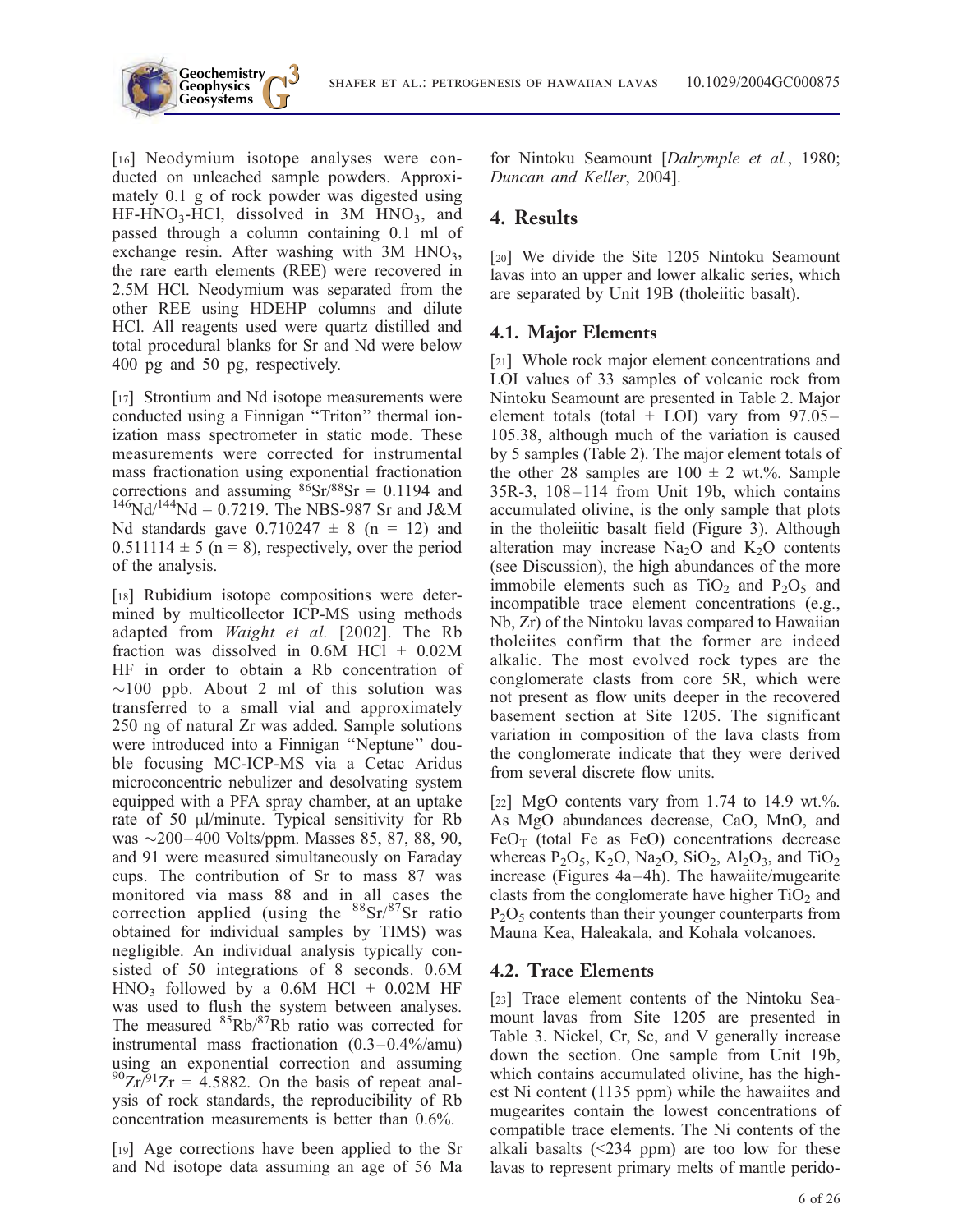[16] Neodymium isotope analyses were conducted on unleached sample powders. Approximately 0.1 g of rock powder was digested using HF-$HNO_3$-HCl, dissolved in 3M $HNO_3$, and passed through a column containing 0.1 ml of exchange resin. After washing with 3M $HNO_3$, the rare earth elements (REE) were recovered in 2.5M HCl. Neodymium was separated from the other REE using HDEHP columns and dilute HCl. All reagents used were quartz distilled and total procedural blanks for Sr and Nd were below 400 pg and 50 pg, respectively.

[17] Strontium and Nd isotope measurements were conducted using a Finnigan "Triton" thermal ionization mass spectrometer in static mode. These measurements were corrected for instrumental mass fractionation using exponential fractionation corrections and assuming $^{86}Sr/^{88}Sr = 0.1194$ and $^{146}Nd/^{144}Nd = 0.7219$. The NBS-987 Sr and J&M Nd standards gave $0.710247 \pm 8$ ($n = 12$) and $0.511114 \pm 5$ ($n = 8$), respectively, over the period of the analysis.

[18] Rubidium isotope compositions were determined by multicollector ICP-MS using methods adapted from *Waight et al.* [2002]. The Rb fraction was dissolved in 0.6M HCl + 0.02M HF in order to obtain a Rb concentration of ~100 ppb. About 2 ml of this solution was transferred to a small vial and approximately 250 ng of natural Zr was added. Sample solutions were introduced into a Finnigan "Neptune" double focusing MC-ICP-MS via a Cetac Aridus microconcentric nebulizer and desolvating system equipped with a PFA spray chamber, at an uptake rate of 50 μl/minute. Typical sensitivity for Rb was ~200–400 Volts/ppm. Masses 85, 87, 88, 90, and 91 were measured simultaneously on Faraday cups. The contribution of Sr to mass 87 was monitored via mass 88 and in all cases the correction applied (using the $^{88}Sr/^{87}Sr$ ratio obtained for individual samples by TIMS) was negligible. An individual analysis typically consisted of 50 integrations of 8 seconds. 0.6M $HNO_3$ followed by a 0.6M HCl + 0.02M HF was used to flush the system between analyses. The measured $^{85}Rb/^{87}Rb$ ratio was corrected for instrumental mass fractionation (0.3–0.4%/amu) using an exponential correction and assuming $^{90}Zr/^{91}Zr = 4.5882$. On the basis of repeat analysis of rock standards, the reproducibility of Rb concentration measurements is better than 0.6%.

[19] Age corrections have been applied to the Sr and Nd isotope data assuming an age of 56 Ma for Nintoku Seamount [*Dalrymple et al.*, 1980; *Duncan and Keller*, 2004].

## 4. Results

[20] We divide the Site 1205 Nintoku Seamount lavas into an upper and lower alkalic series, which are separated by Unit 19B (tholeiitic basalt).

### 4.1. Major Elements

[21] Whole rock major element concentrations and LOI values of 33 samples of volcanic rock from Nintoku Seamount are presented in Table 2. Major element totals (total + LOI) vary from 97.05–105.38, although much of the variation is caused by 5 samples (Table 2). The major element totals of the other 28 samples are $100 \pm 2$ wt.%. Sample 35R-3, 108–114 from Unit 19b, which contains accumulated olivine, is the only sample that plots in the tholeiitic basalt field (Figure 3). Although alteration may increase $Na_2O$ and $K_2O$ contents (see Discussion), the high abundances of the more immobile elements such as $TiO_2$ and $P_2O_5$ and incompatible trace element concentrations (e.g., Nb, Zr) of the Nintoku lavas compared to Hawaiian tholeiites confirm that the former are indeed alkalic. The most evolved rock types are the conglomerate clasts from core 5R, which were not present as flow units deeper in the recovered basement section at Site 1205. The significant variation in composition of the lava clasts from the conglomerate indicate that they were derived from several discrete flow units.

[22] MgO contents vary from 1.74 to 14.9 wt.%. As MgO abundances decrease, CaO, MnO, and $FeO_T$ (total Fe as FeO) concentrations decrease whereas $P_2O_5$, $K_2O$, $Na_2O$, $SiO_2$, $Al_2O_3$, and $TiO_2$ increase (Figures 4a–4h). The hawaiite/mugearite clasts from the conglomerate have higher $TiO_2$ and $P_2O_5$ contents than their younger counterparts from Mauna Kea, Haleakala, and Kohala volcanoes.

### 4.2. Trace Elements

[23] Trace element contents of the Nintoku Seamount lavas from Site 1205 are presented in Table 3. Nickel, Cr, Sc, and V generally increase down the section. One sample from Unit 19b, which contains accumulated olivine, has the highest Ni content (1135 ppm) while the hawaiites and mugearites contain the lowest concentrations of compatible trace elements. The Ni contents of the alkali basalts (<234 ppm) are too low for these lavas to represent primary melts of mantle perido-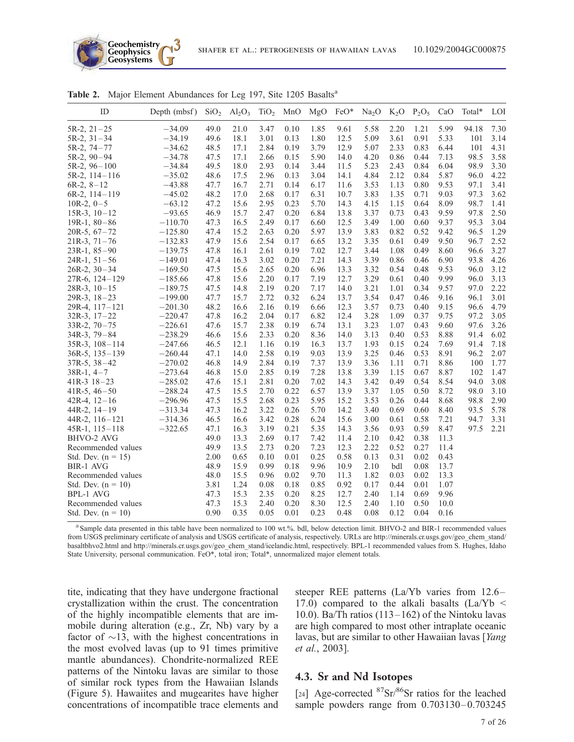**Table 2.** Major Element Abundances for Leg 197, Site 1205 Basalts[a]

| ID | Depth (mbsf) | $SiO_2$ | $Al_2O_3$ | $TiO_2$ | MnO | MgO | FeO* | $Na_2O$ | $K_2O$ | $P_2O_5$ | CaO | Total* | LOI |
|---|---|---|---|---|---|---|---|---|---|---|---|---|---|
| 5R-2, 21–25 | −34.09 | 49.0 | 21.0 | 3.47 | 0.10 | 1.85 | 9.61 | 5.58 | 2.20 | 1.21 | 5.99 | 94.18 | 7.30 |
| 5R-2, 31–34 | −34.19 | 49.6 | 18.1 | 3.01 | 0.13 | 1.80 | 12.5 | 5.09 | 3.61 | 0.91 | 5.33 | 101 | 3.14 |
| 5R-2, 74–77 | −34.62 | 48.5 | 17.1 | 2.84 | 0.19 | 3.79 | 12.9 | 5.07 | 2.33 | 0.83 | 6.44 | 101 | 4.31 |
| 5R-2, 90–94 | −34.78 | 47.5 | 17.1 | 2.66 | 0.15 | 5.90 | 14.0 | 4.20 | 0.86 | 0.44 | 7.13 | 98.5 | 3.58 |
| 5R-2, 96–100 | −34.84 | 49.5 | 18.0 | 2.93 | 0.14 | 3.44 | 11.5 | 5.23 | 2.43 | 0.84 | 6.04 | 98.9 | 3.30 |
| 5R-2, 114–116 | −35.02 | 48.6 | 17.5 | 2.96 | 0.13 | 3.04 | 14.1 | 4.84 | 2.12 | 0.84 | 5.87 | 96.0 | 4.22 |
| 6R-2, 8–12 | −43.88 | 47.7 | 16.7 | 2.71 | 0.14 | 6.17 | 11.6 | 3.53 | 1.13 | 0.80 | 9.53 | 97.1 | 3.41 |
| 6R-2, 114–119 | −45.02 | 48.2 | 17.0 | 2.68 | 0.17 | 6.31 | 10.7 | 3.83 | 1.35 | 0.71 | 9.03 | 97.3 | 3.62 |
| 10R-2, 0–5 | −63.12 | 47.2 | 15.6 | 2.95 | 0.23 | 5.70 | 14.3 | 4.15 | 1.15 | 0.64 | 8.09 | 98.7 | 1.41 |
| 15R-3, 10–12 | −93.65 | 46.9 | 15.7 | 2.47 | 0.20 | 6.84 | 13.8 | 3.37 | 0.73 | 0.43 | 9.59 | 97.8 | 2.50 |
| 19R-1, 80–86 | −110.70 | 47.3 | 16.5 | 2.49 | 0.17 | 6.60 | 12.5 | 3.49 | 1.00 | 0.60 | 9.37 | 95.3 | 3.04 |
| 20R-5, 67–72 | −125.80 | 47.4 | 15.2 | 2.63 | 0.20 | 5.97 | 13.9 | 3.83 | 0.82 | 0.52 | 9.42 | 96.5 | 1.29 |
| 21R-3, 71–76 | −132.83 | 47.9 | 15.6 | 2.54 | 0.17 | 6.65 | 13.2 | 3.35 | 0.61 | 0.49 | 9.50 | 96.7 | 2.52 |
| 23R-1, 85–90 | −139.75 | 47.8 | 16.1 | 2.61 | 0.19 | 7.02 | 12.7 | 3.44 | 1.08 | 0.49 | 8.60 | 96.6 | 3.27 |
| 24R-1, 51–56 | −149.01 | 47.4 | 16.3 | 3.02 | 0.20 | 7.21 | 14.3 | 3.39 | 0.86 | 0.46 | 6.90 | 93.8 | 4.26 |
| 26R-2, 30–34 | −169.50 | 47.5 | 15.6 | 2.65 | 0.20 | 6.96 | 13.3 | 3.32 | 0.54 | 0.48 | 9.53 | 96.0 | 3.12 |
| 27R-6, 124–129 | −185.66 | 47.8 | 15.6 | 2.20 | 0.17 | 7.19 | 12.7 | 3.29 | 0.61 | 0.40 | 9.99 | 96.0 | 3.13 |
| 28R-3, 10–15 | −189.75 | 47.5 | 14.8 | 2.19 | 0.20 | 7.17 | 14.0 | 3.21 | 1.01 | 0.34 | 9.57 | 97.0 | 2.22 |
| 29R-3, 18–23 | −199.00 | 47.7 | 15.7 | 2.72 | 0.32 | 6.24 | 13.7 | 3.54 | 0.47 | 0.46 | 9.16 | 96.1 | 3.01 |
| 29R-4, 117–121 | −201.30 | 48.2 | 16.6 | 2.16 | 0.19 | 6.66 | 12.3 | 3.57 | 0.73 | 0.40 | 9.15 | 96.6 | 4.79 |
| 32R-3, 17–22 | −220.47 | 47.8 | 16.2 | 2.04 | 0.17 | 6.82 | 12.4 | 3.28 | 1.09 | 0.37 | 9.75 | 97.2 | 3.05 |
| 33R-2, 70–75 | −226.61 | 47.6 | 15.7 | 2.38 | 0.19 | 6.74 | 13.1 | 3.23 | 1.07 | 0.43 | 9.60 | 97.6 | 3.26 |
| 34R-3, 79–84 | −238.29 | 46.6 | 15.6 | 2.33 | 0.20 | 8.36 | 14.0 | 3.13 | 0.40 | 0.53 | 8.88 | 91.4 | 6.02 |
| 35R-3, 108–114 | −247.66 | 46.5 | 12.1 | 1.16 | 0.19 | 16.3 | 13.7 | 1.93 | 0.15 | 0.24 | 7.69 | 91.4 | 7.18 |
| 36R-5, 135–139 | −260.44 | 47.1 | 14.0 | 2.58 | 0.19 | 9.03 | 13.9 | 3.25 | 0.46 | 0.53 | 8.91 | 96.2 | 2.07 |
| 37R-5, 38–42 | −270.02 | 46.8 | 14.9 | 2.84 | 0.19 | 7.37 | 13.9 | 3.36 | 1.11 | 0.71 | 8.86 | 100 | 1.77 |
| 38R-1, 4–7 | −273.64 | 46.8 | 15.0 | 2.85 | 0.19 | 7.28 | 13.8 | 3.39 | 1.15 | 0.67 | 8.87 | 102 | 1.47 |
| 41R-3 18–23 | −285.02 | 47.6 | 15.1 | 2.81 | 0.20 | 7.02 | 14.3 | 3.42 | 0.49 | 0.54 | 8.54 | 94.0 | 3.08 |
| 41R-5, 46–50 | −288.24 | 47.5 | 15.5 | 2.70 | 0.22 | 6.57 | 13.9 | 3.37 | 1.05 | 0.50 | 8.72 | 98.0 | 3.10 |
| 42R-4, 12–16 | −296.96 | 47.5 | 15.5 | 2.68 | 0.23 | 5.95 | 15.2 | 3.53 | 0.26 | 0.44 | 8.68 | 98.8 | 2.90 |
| 44R-2, 14–19 | −313.34 | 47.3 | 16.2 | 3.22 | 0.26 | 5.70 | 14.2 | 3.40 | 0.69 | 0.60 | 8.40 | 93.5 | 5.78 |
| 44R-2, 116–121 | −314.36 | 46.5 | 16.6 | 3.42 | 0.28 | 6.24 | 15.6 | 3.00 | 0.61 | 0.58 | 7.21 | 94.7 | 3.31 |
| 45R-1, 115–118 | −322.65 | 47.1 | 16.3 | 3.19 | 0.21 | 5.35 | 14.3 | 3.56 | 0.93 | 0.59 | 8.47 | 97.5 | 2.21 |
| BHVO-2 AVG | | 49.0 | 13.3 | 2.69 | 0.17 | 7.42 | 11.4 | 2.10 | 0.42 | 0.38 | 11.3 | | |
| Recommended values | | 49.9 | 13.5 | 2.73 | 0.20 | 7.23 | 12.3 | 2.22 | 0.52 | 0.27 | 11.4 | | |
| Std. Dev. (n = 15) | | 2.00 | 0.65 | 0.10 | 0.01 | 0.25 | 0.58 | 0.13 | 0.31 | 0.02 | 0.43 | | |
| BIR-1 AVG | | 48.9 | 15.9 | 0.99 | 0.18 | 9.96 | 10.9 | 2.10 | bdl | 0.08 | 13.7 | | |
| Recommended values | | 48.0 | 15.5 | 0.96 | 0.02 | 9.70 | 11.3 | 1.82 | 0.03 | 0.02 | 13.3 | | |
| Std. Dev. (n = 10) | | 3.81 | 1.24 | 0.08 | 0.18 | 0.85 | 0.92 | 0.17 | 0.44 | 0.01 | 1.07 | | |
| BPL-1 AVG | | 47.3 | 15.3 | 2.35 | 0.20 | 8.25 | 12.7 | 2.40 | 1.14 | 0.69 | 9.96 | | |
| Recommended values | | 47.3 | 15.3 | 2.40 | 0.20 | 8.30 | 12.5 | 2.40 | 1.10 | 0.50 | 10.0 | | |
| Std. Dev. (n = 10) | | 0.90 | 0.35 | 0.05 | 0.01 | 0.23 | 0.48 | 0.08 | 0.12 | 0.04 | 0.16 | | |

[a] Sample data presented in this table have been normalized to 100 wt.%. bdl, below detection limit. BHVO-2 and BIR-1 recommended values from USGS preliminary certificate of analysis and USGS certificate of analysis, respectively. URLs are http://minerals.cr.usgs.gov/geo_chem_stand/basaltbhvo2.html and http://minerals.cr.usgs.gov/geo_chem_stand/icelandic.html, respectively. BPL-1 recommended values from S. Hughes, Idaho State University, personal communication. FeO*, total iron; Total*, unnormalized major element totals.

tite, indicating that they have undergone fractional crystallization within the crust. The concentration of the highly incompatible elements that are immobile during alteration (e.g., Zr, Nb) vary by a factor of ~13, with the highest concentrations in the most evolved lavas (up to 91 times primitive mantle abundances). Chondrite-normalized REE patterns of the Nintoku lavas are similar to those of similar rock types from the Hawaiian Islands (Figure 5). Hawaiites and mugearites have higher concentrations of incompatible trace elements and steeper REE patterns (La/Yb varies from 12.6–17.0) compared to the alkali basalts (La/Yb < 10.0). Ba/Th ratios (113–162) of the Nintoku lavas are high compared to most other intraplate oceanic lavas, but are similar to other Hawaiian lavas [*Yang et al.*, 2003].

## 4.3. Sr and Nd Isotopes

[24] Age-corrected $^{87}Sr/^{86}Sr$ ratios for the leached sample powders range from 0.703130–0.703245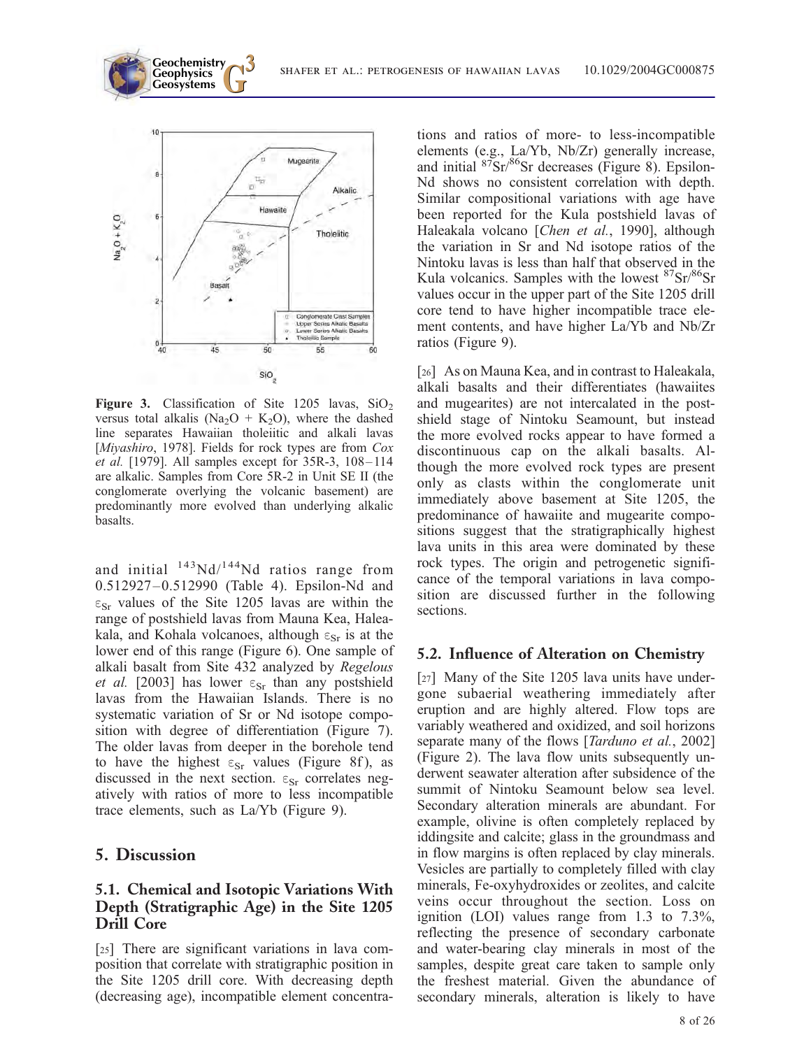**Figure 3.** Classification of Site 1205 lavas, $SiO_2$ versus total alkalis ($Na_2O + K_2O$), where the dashed line separates Hawaiian tholeiitic and alkali lavas [*Miyashiro*, 1978]. Fields for rock types are from *Cox et al.* [1979]. All samples except for 35R-3, 108–114 are alkalic. Samples from Core 5R-2 in Unit SE II (the conglomerate overlying the volcanic basement) are predominantly more evolved than underlying alkalic basalts.

and initial $^{143}Nd/^{144}Nd$ ratios range from 0.512927–0.512990 (Table 4). Epsilon-Nd and $\varepsilon_{Sr}$ values of the Site 1205 lavas are within the range of postshield lavas from Mauna Kea, Haleakala, and Kohala volcanoes, although $\varepsilon_{Sr}$ is at the lower end of this range (Figure 6). One sample of alkali basalt from Site 432 analyzed by *Regelous et al.* [2003] has lower $\varepsilon_{Sr}$ than any postshield lavas from the Hawaiian Islands. There is no systematic variation of Sr or Nd isotope composition with degree of differentiation (Figure 7). The older lavas from deeper in the borehole tend to have the highest $\varepsilon_{Sr}$ values (Figure 8f), as discussed in the next section. $\varepsilon_{Sr}$ correlates negatively with ratios of more to less incompatible trace elements, such as La/Yb (Figure 9).

## 5. Discussion

### 5.1. Chemical and Isotopic Variations With Depth (Stratigraphic Age) in the Site 1205 Drill Core

[25] There are significant variations in lava composition that correlate with stratigraphic position in the Site 1205 drill core. With decreasing depth (decreasing age), incompatible element concentrations and ratios of more- to less-incompatible elements (e.g., La/Yb, Nb/Zr) generally increase, and initial $^{87}Sr/^{86}Sr$ decreases (Figure 8). Epsilon-Nd shows no consistent correlation with depth. Similar compositional variations with age have been reported for the Kula postshield lavas of Haleakala volcano [*Chen et al.*, 1990], although the variation in Sr and Nd isotope ratios of the Nintoku lavas is less than half that observed in the Kula volcanics. Samples with the lowest $^{87}Sr/^{86}Sr$ values occur in the upper part of the Site 1205 drill core tend to have higher incompatible trace element contents, and have higher La/Yb and Nb/Zr ratios (Figure 9).

[26] As on Mauna Kea, and in contrast to Haleakala, alkali basalts and their differentiates (hawaiites and mugearites) are not intercalated in the postshield stage of Nintoku Seamount, but instead the more evolved rocks appear to have formed a discontinuous cap on the alkali basalts. Although the more evolved rock types are present only as clasts within the conglomerate unit immediately above basement at Site 1205, the predominance of hawaiite and mugearite compositions suggest that the stratigraphically highest lava units in this area were dominated by these rock types. The origin and petrogenetic significance of the temporal variations in lava composition are discussed further in the following sections.

### 5.2. Influence of Alteration on Chemistry

[27] Many of the Site 1205 lava units have undergone subaerial weathering immediately after eruption and are highly altered. Flow tops are variably weathered and oxidized, and soil horizons separate many of the flows [*Tarduno et al.*, 2002] (Figure 2). The lava flow units subsequently underwent seawater alteration after subsidence of the summit of Nintoku Seamount below sea level. Secondary alteration minerals are abundant. For example, olivine is often completely replaced by iddingsite and calcite; glass in the groundmass and in flow margins is often replaced by clay minerals. Vesicles are partially to completely filled with clay minerals, Fe-oxyhydroxides or zeolites, and calcite veins occur throughout the section. Loss on ignition (LOI) values range from 1.3 to 7.3%, reflecting the presence of secondary carbonate and water-bearing clay minerals in most of the samples, despite great care taken to sample only the freshest material. Given the abundance of secondary minerals, alteration is likely to have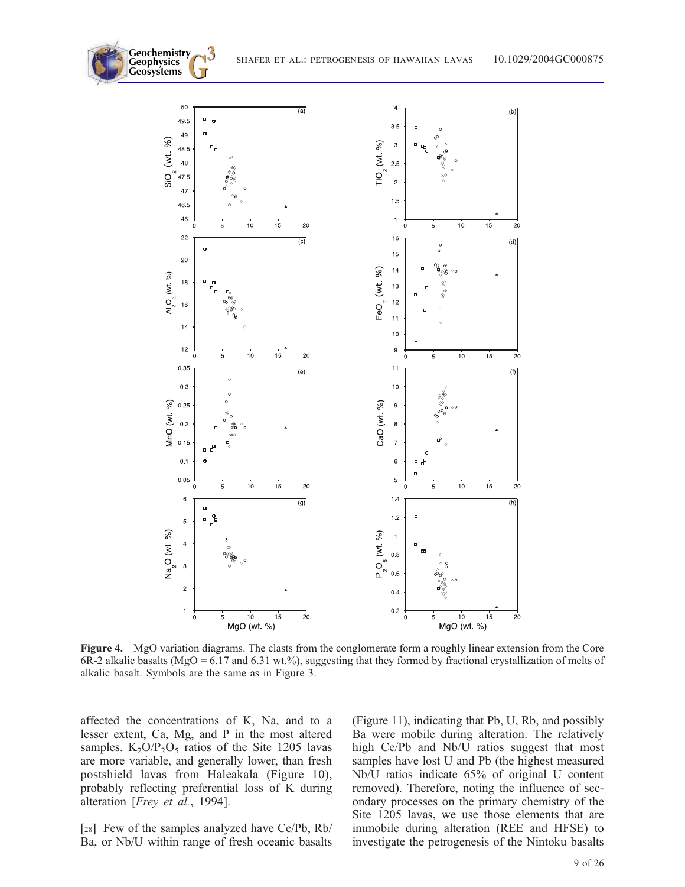**Figure 4.** MgO variation diagrams. The clasts from the conglomerate form a roughly linear extension from the Core 6R-2 alkalic basalts (MgO = 6.17 and 6.31 wt.%), suggesting that they formed by fractional crystallization of melts of alkalic basalt. Symbols are the same as in Figure 3.

affected the concentrations of K, Na, and to a lesser extent, Ca, Mg, and P in the most altered samples. $K_2O/P_2O_5$ ratios of the Site 1205 lavas are more variable, and generally lower, than fresh postshield lavas from Haleakala (Figure 10), probably reflecting preferential loss of K during alteration [*Frey et al.*, 1994].

[28] Few of the samples analyzed have Ce/Pb, Rb/Ba, or Nb/U within range of fresh oceanic basalts (Figure 11), indicating that Pb, U, Rb, and possibly Ba were mobile during alteration. The relatively high Ce/Pb and Nb/U ratios suggest that most samples have lost U and Pb (the highest measured Nb/U ratios indicate 65% of original U content removed). Therefore, noting the influence of secondary processes on the primary chemistry of the Site 1205 lavas, we use those elements that are immobile during alteration (REE and HFSE) to investigate the petrogenesis of the Nintoku basalts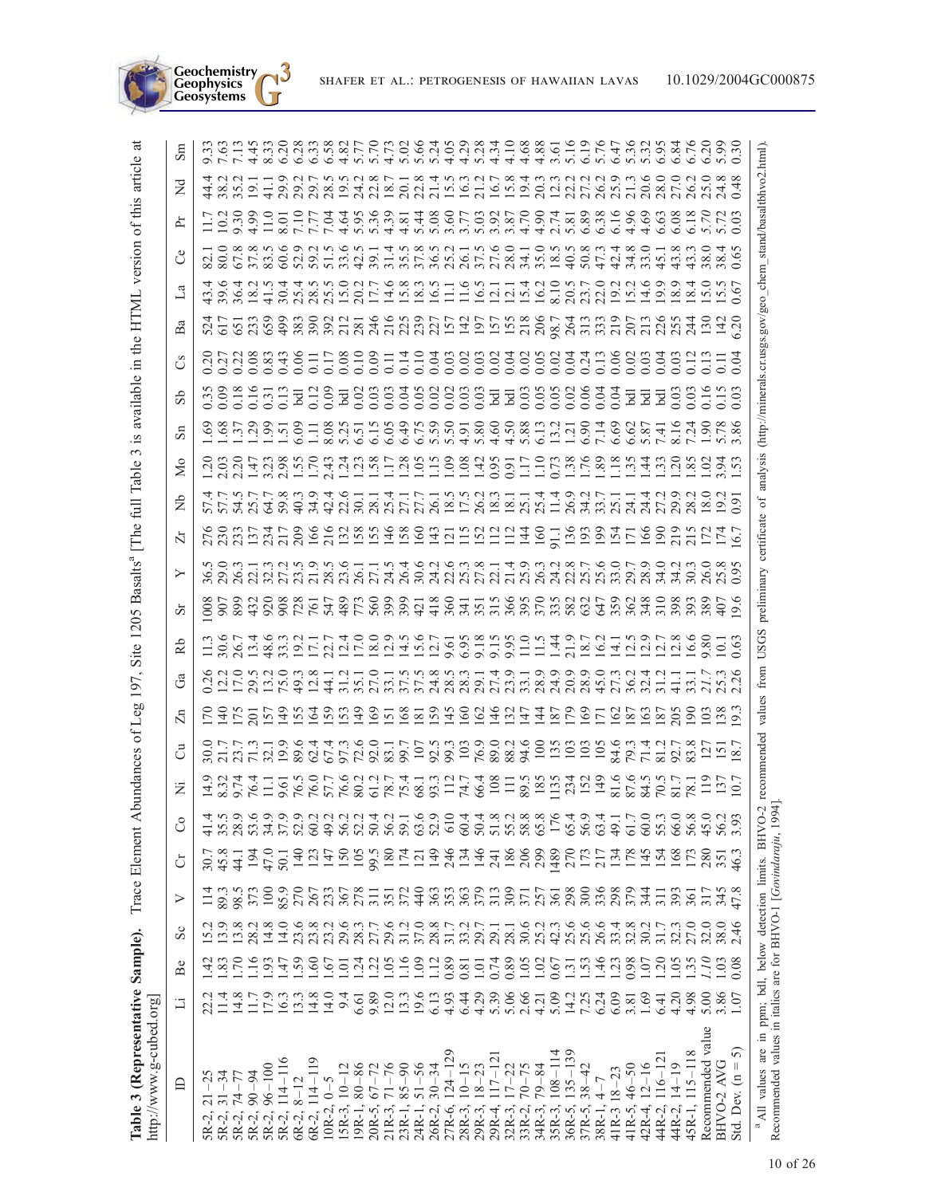**Table 3 (Representative Sample).** Trace Element Abundances of Leg 197, Site 1205 Basalts[a] [The full Table 3 is available in the HTML version of this article at http://www.g-cubed.org]

| ID | Li | Be | Sc | V | Cr | Co | Ni | Cu | Zn | Ga | Rb | Sr | Y | Zr | Nb | Mo | Sn | Sb | Cs | Ba | La | Ce | Pr | Nd | Sm |
|---|---|---|---|---|---|---|---|---|---|---|---|---|---|---|---|---|---|---|---|---|---|---|---|---|---|
| 5R-2, 21–25 | 22.2 | 1.42 | 15.2 | 114 | 30.7 | 41.4 | 14.9 | 30.0 | 170 | 0.26 | 11.3 | 1008 | 36.5 | 276 | 57.4 | 1.20 | 1.69 | 0.35 | 0.20 | 524 | 43.4 | 82.1 | 11.7 | 44.4 | 9.33 |
| 5R-2, 31–34 | 11.4 | 1.83 | 13.9 | 89.3 | 45.8 | 35.5 | 8.32 | 21.7 | 140 | 12.2 | 30.6 | 907 | 29.0 | 230 | 57.7 | 2.03 | 1.68 | 0.09 | 0.27 | 617 | 39.6 | 80.0 | 10.2 | 38.2 | 7.63 |
| 5R-2, 74–77 | 14.8 | 1.70 | 13.8 | 98.5 | 44.1 | 28.9 | 9.74 | 23.7 | 175 | 17.0 | 26.7 | 899 | 26.3 | 233 | 54.5 | 2.20 | 1.37 | 0.18 | 0.22 | 651 | 36.4 | 67.8 | 9.30 | 35.2 | 7.13 |
| 5R-2, 90–94 | 11.7 | 1.16 | 28.2 | 373 | 194 | 53.6 | 76.4 | 71.3 | 201 | 29.5 | 13.4 | 432 | 22.1 | 137 | 25.7 | 1.47 | 1.29 | 0.16 | 0.08 | 233 | 18.2 | 37.8 | 4.99 | 19.1 | 4.45 |
| 5R-2, 96–100 | 17.9 | 1.93 | 14.8 | 100 | 47.0 | 34.9 | 11.1 | 32.1 | 157 | 13.2 | 48.6 | 920 | 32.3 | 234 | 64.7 | 3.23 | 1.99 | 0.31 | 0.83 | 659 | 41.5 | 83.5 | 11.0 | 41.1 | 8.33 |
| 5R-2, 114–116 | 16.3 | 1.47 | 14.0 | 85.9 | 50.1 | 37.9 | 9.61 | 19.9 | 149 | 75.0 | 33.3 | 908 | 27.2 | 217 | 59.8 | 2.98 | 1.51 | 0.13 | 0.43 | 499 | 30.4 | 60.6 | 8.01 | 29.9 | 6.20 |
| 6R-2, 8–12 | 13.3 | 1.59 | 23.6 | 270 | 140 | 52.9 | 76.5 | 89.6 | 155 | 49.3 | 19.2 | 728 | 23.5 | 209 | 40.3 | 1.55 | 6.09 | bdl | 0.06 | 383 | 25.4 | 52.9 | 7.10 | 29.2 | 6.28 |
| 6R-2, 114–119 | 14.8 | 1.60 | 23.8 | 267 | 123 | 60.2 | 76.0 | 62.4 | 164 | 12.8 | 17.1 | 761 | 21.9 | 166 | 34.9 | 1.70 | 1.11 | 0.12 | 0.11 | 390 | 28.5 | 59.2 | 7.77 | 29.7 | 6.33 |
| 10R-2, 0–5 | 14.0 | 1.67 | 23.2 | 233 | 147 | 49.2 | 57.7 | 67.4 | 159 | 44.1 | 22.7 | 547 | 28.5 | 216 | 42.4 | 2.43 | 8.08 | 0.09 | 0.17 | 392 | 25.5 | 51.5 | 7.04 | 28.5 | 6.58 |
| 15R-3, 10–12 | 9.4 | 1.01 | 29.6 | 367 | 150 | 56.2 | 76.6 | 97.3 | 153 | 31.2 | 12.4 | 489 | 23.6 | 132 | 22.6 | 1.24 | 5.25 | bdl | 0.08 | 212 | 15.0 | 33.6 | 4.64 | 19.5 | 4.82 |
| 19R-1, 80–86 | 6.61 | 1.24 | 28.3 | 278 | 105 | 52.2 | 80.2 | 72.6 | 149 | 35.1 | 17.0 | 773 | 26.1 | 158 | 30.1 | 1.23 | 6.51 | 0.02 | 0.10 | 281 | 20.2 | 42.5 | 5.95 | 24.2 | 5.77 |
| 20R-5, 67–72 | 9.89 | 1.22 | 27.7 | 311 | 99.5 | 50.4 | 61.2 | 92.0 | 169 | 27.0 | 18.0 | 560 | 27.1 | 155 | 28.1 | 1.58 | 6.15 | 0.03 | 0.09 | 246 | 17.7 | 39.1 | 5.36 | 22.8 | 5.70 |
| 21R-3, 71–76 | 12.0 | 1.05 | 29.6 | 351 | 180 | 56.2 | 78.7 | 83.1 | 151 | 33.1 | 12.9 | 399 | 24.5 | 146 | 25.4 | 1.17 | 6.05 | 0.03 | 0.11 | 216 | 14.6 | 31.4 | 4.39 | 18.7 | 4.73 |
| 23R-1, 85–90 | 13.3 | 1.16 | 31.2 | 372 | 174 | 59.1 | 75.4 | 99.7 | 168 | 37.5 | 14.5 | 399 | 26.4 | 158 | 27.1 | 1.28 | 6.49 | 0.04 | 0.14 | 225 | 15.8 | 35.5 | 4.81 | 20.1 | 5.02 |
| 24R-1, 51–56 | 19.6 | 1.09 | 37.0 | 440 | 121 | 63.6 | 68.1 | 107 | 181 | 37.5 | 15.6 | 421 | 30.6 | 160 | 27.7 | 1.05 | 6.75 | 0.05 | 0.10 | 239 | 18.3 | 37.8 | 5.44 | 22.8 | 5.66 |
| 26R-2, 30–34 | 6.13 | 1.12 | 28.8 | 363 | 149 | 52.9 | 93.3 | 92.5 | 159 | 24.8 | 12.7 | 418 | 24.2 | 143 | 26.1 | 1.15 | 5.59 | 0.02 | 0.04 | 227 | 16.5 | 36.5 | 5.08 | 21.4 | 5.24 |
| 27R-6, 124–129 | 4.93 | 0.89 | 31.7 | 353 | 246 | 610 | 112 | 99.3 | 145 | 28.5 | 9.61 | 360 | 22.6 | 121 | 18.5 | 1.09 | 5.50 | 0.02 | 0.03 | 157 | 11.1 | 25.2 | 3.60 | 15.5 | 4.05 |
| 28R-3, 10–15 | 6.44 | 0.81 | 33.2 | 363 | 134 | 60.4 | 74.7 | 103 | 160 | 28.3 | 6.95 | 341 | 25.3 | 115 | 17.5 | 1.08 | 4.91 | 0.03 | 0.02 | 142 | 11.6 | 26.1 | 3.77 | 16.3 | 4.29 |
| 29R-3, 18–23 | 4.29 | 1.01 | 29.7 | 379 | 146 | 50.4 | 66.4 | 76.9 | 162 | 29.1 | 9.18 | 351 | 27.8 | 152 | 26.2 | 1.42 | 5.80 | 0.03 | 0.03 | 197 | 16.5 | 37.5 | 5.03 | 21.2 | 5.28 |
| 29R-4, 117–121 | 5.39 | 0.74 | 29.1 | 313 | 241 | 51.8 | 108 | 89.0 | 146 | 27.4 | 9.15 | 315 | 22.1 | 112 | 18.3 | 0.95 | 4.60 | bdl | 0.02 | 157 | 12.1 | 27.6 | 3.92 | 16.7 | 4.34 |
| 32R-3, 17–22 | 5.06 | 0.89 | 28.1 | 309 | 186 | 55.2 | 131 | 88.2 | 132 | 23.9 | 9.95 | 366 | 21.4 | 112 | 18.1 | 0.91 | 4.50 | bdl | 0.04 | 155 | 12.1 | 28.0 | 3.87 | 15.8 | 4.10 |
| 33R-2, 70–75 | 2.66 | 1.05 | 30.6 | 371 | 206 | 58.8 | 89.5 | 94.6 | 147 | 33.1 | 11.0 | 395 | 25.9 | 144 | 25.1 | 1.17 | 5.88 | 0.03 | 0.02 | 218 | 15.4 | 34.1 | 4.70 | 19.4 | 4.68 |
| 34R-3, 79–84 | 4.21 | 1.02 | 25.2 | 257 | 299 | 65.8 | 185 | 100 | 144 | 28.9 | 11.5 | 370 | 26.3 | 160 | 25.4 | 1.10 | 6.13 | 0.05 | 0.02 | 206 | 16.2 | 35.0 | 4.90 | 20.3 | 4.88 |
| 35R-3, 108–114 | 5.09 | 0.67 | 42.3 | 361 | 1489 | 176 | 1135 | 135 | 187 | 24.9 | 1.44 | 335 | 24.2 | 91.1 | 11.4 | 0.73 | 13.2 | 0.05 | 0.02 | 98.7 | 8.10 | 18.5 | 2.74 | 12.3 | 3.61 |
| 36R-5, 135–139 | 14.2 | 1.31 | 25.6 | 298 | 270 | 65.4 | 234 | 103 | 179 | 20.9 | 21.9 | 582 | 22.8 | 136 | 26.9 | 1.38 | 1.21 | 0.02 | 0.04 | 264 | 20.5 | 40.5 | 5.81 | 22.2 | 5.16 |
| 37R-5, 38–42 | 7.25 | 1.53 | 25.6 | 300 | 173 | 56.9 | 152 | 103 | 169 | 28.9 | 18.7 | 632 | 25.7 | 193 | 34.2 | 1.76 | 6.90 | 0.06 | 0.24 | 313 | 23.7 | 50.8 | 6.89 | 27.2 | 6.19 |
| 38R-1, 4–7 | 6.24 | 1.46 | 26.6 | 336 | 217 | 63.4 | 149 | 105 | 171 | 45.0 | 16.2 | 647 | 25.6 | 199 | 33.7 | 1.89 | 7.14 | 0.04 | 0.13 | 333 | 22.0 | 47.3 | 6.38 | 26.2 | 5.76 |
| 41R-3 18–23 | 6.09 | 1.23 | 33.4 | 298 | 134 | 49.1 | 81.6 | 84.6 | 162 | 27.3 | 14.1 | 359 | 33.0 | 154 | 25.1 | 1.18 | 6.69 | 0.04 | 0.06 | 219 | 19.2 | 42.4 | 6.16 | 25.9 | 6.47 |
| 41R-5, 46–50 | 3.81 | 0.98 | 32.8 | 379 | 178 | 61.7 | 87.6 | 79.3 | 187 | 36.2 | 12.5 | 362 | 29.7 | 171 | 24.1 | 1.35 | 6.62 | bdl | 0.02 | 207 | 15.2 | 34.8 | 4.96 | 21.3 | 5.36 |
| 42R-4, 12–16 | 1.69 | 1.07 | 30.2 | 344 | 145 | 60.0 | 84.5 | 71.4 | 163 | 32.4 | 12.9 | 348 | 28.9 | 166 | 24.4 | 1.44 | 5.87 | bdl | 0.03 | 213 | 14.6 | 33.0 | 4.69 | 20.6 | 5.32 |
| 44R-2, 116–121 | 6.41 | 1.20 | 31.7 | 311 | 154 | 55.3 | 70.5 | 81.2 | 187 | 31.2 | 12.7 | 310 | 34.0 | 190 | 27.2 | 1.33 | 7.41 | bdl | 0.04 | 226 | 19.9 | 45.1 | 6.63 | 28.0 | 6.95 |
| 44R-2, 14–19 | 4.20 | 1.05 | 32.3 | 393 | 168 | 66.0 | 81.7 | 92.7 | 205 | 41.1 | 12.8 | 398 | 34.2 | 219 | 29.9 | 1.20 | 8.16 | 0.03 | 0.03 | 255 | 18.9 | 43.8 | 6.08 | 27.0 | 6.84 |
| 45R-1, 115–118 | 4.98 | 1.35 | 27.0 | 361 | 173 | 56.8 | 78.1 | 83.8 | 190 | 33.1 | 16.6 | 393 | 30.3 | 215 | 28.2 | 1.85 | 7.24 | 0.03 | 0.12 | 244 | 18.4 | 43.3 | 6.18 | 26.2 | 6.76 |
| Recommended value | 5.00 | *1.10* | 32.0 | 317 | 280 | 45.0 | 119 | 127 | 103 | *21.7* | 9.80 | 389 | 26.0 | 172 | 18.0 | 1.02 | 1.90 | 0.16 | 0.13 | 130 | 15.0 | 38.0 | 5.70 | 25.0 | 6.20 |
| BHVO-2 AVG | 3.86 | 1.03 | 38.0 | 345 | 351 | 56.2 | 137 | 151 | 138 | 25.3 | 10.1 | 407 | 25.8 | 174 | 19.2 | 3.94 | 5.78 | 0.15 | 0.11 | 142 | 15.5 | 38.4 | 5.72 | 24.8 | 5.99 |
| Std. Dev. (n = 5) | 1.07 | 0.08 | 2.46 | 47.8 | 46.3 | 3.93 | 10.7 | 18.7 | 19.3 | 2.26 | 0.63 | 19.6 | 0.95 | 16.7 | 0.91 | 1.53 | 3.86 | 0.03 | 0.04 | 6.20 | 0.67 | 0.65 | 0.03 | 0.48 | 0.30 |

[a] All values are in ppm; bdl, below detection limits. BHVO-2 recommended values from USGS preliminary certificate of analysis (http://minerals.cr.usgs.gov/geo_chem_stand/basaltbhvo2.html). Recommended values in italics are for BHVO-1 [*Govindaraju*, 1994].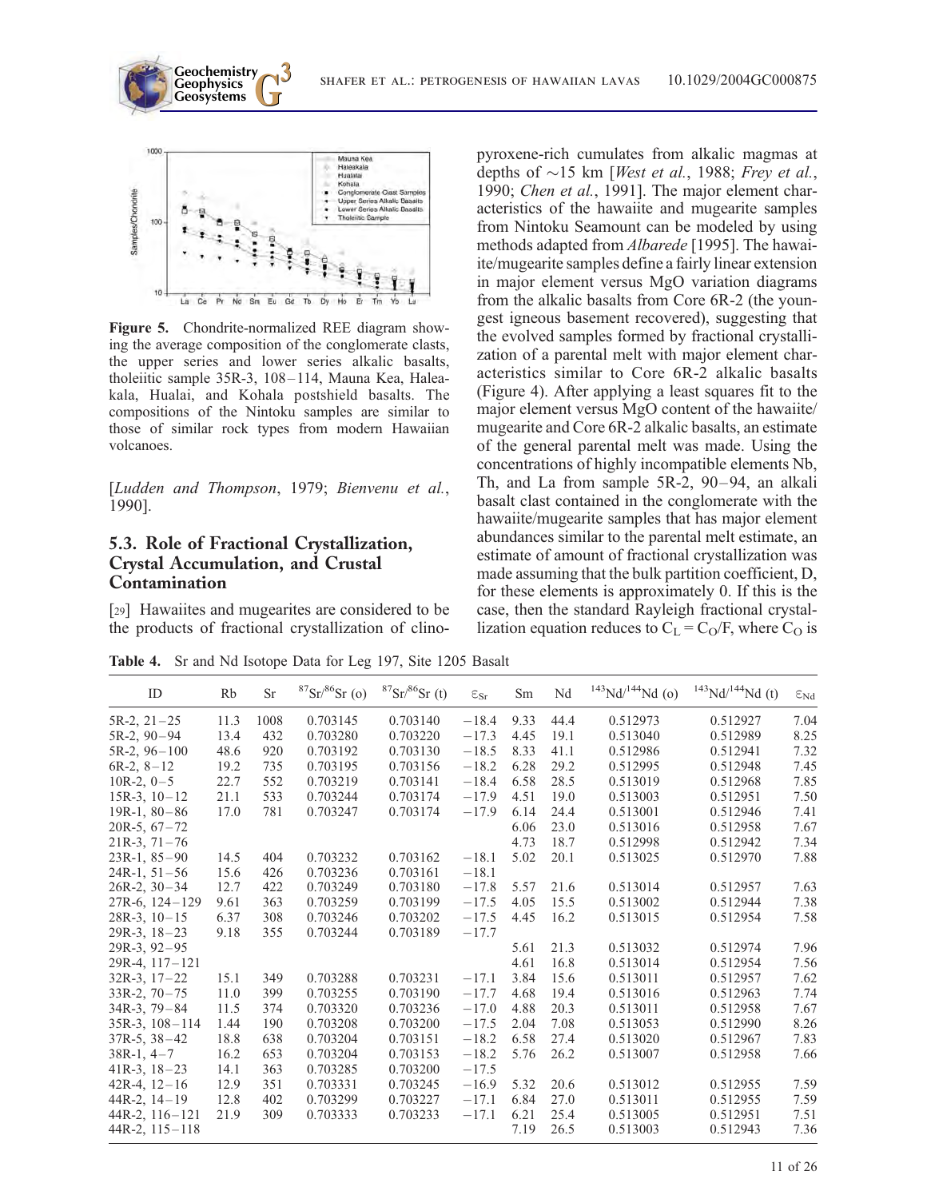Figure 5. Chondrite-normalized REE diagram showing the average composition of the conglomerate clasts, the upper series and lower series alkalic basalts, tholeiitic sample 35R-3, 108–114, Mauna Kea, Haleakala, Hualai, and Kohala postshield basalts. The compositions of the Nintoku samples are similar to those of similar rock types from modern Hawaiian volcanoes.

[*Ludden and Thompson*, 1979; *Bienvenu et al.*, 1990].

### 5.3. Role of Fractional Crystallization, Crystal Accumulation, and Crustal Contamination

[29] Hawaiites and mugearites are considered to be the products of fractional crystallization of clinopyroxene-rich cumulates from alkalic magmas at depths of ~15 km [*West et al.*, 1988; *Frey et al.*, 1990; *Chen et al.*, 1991]. The major element characteristics of the hawaiite and mugearite samples from Nintoku Seamount can be modeled by using methods adapted from *Albarede* [1995]. The hawaiite/mugearite samples define a fairly linear extension in major element versus MgO variation diagrams from the alkalic basalts from Core 6R-2 (the youngest igneous basement recovered), suggesting that the evolved samples formed by fractional crystallization of a parental melt with major element characteristics similar to Core 6R-2 alkalic basalts (Figure 4). After applying a least squares fit to the major element versus MgO content of the hawaiite/mugearite and Core 6R-2 alkalic basalts, an estimate of the general parental melt was made. Using the concentrations of highly incompatible elements Nb, Th, and La from sample 5R-2, 90–94, an alkali basalt clast contained in the conglomerate with the hawaiite/mugearite samples that has major element abundances similar to the parental melt estimate, an estimate of amount of fractional crystallization was made assuming that the bulk partition coefficient, D, for these elements is approximately 0. If this is the case, then the standard Rayleigh fractional crystallization equation reduces to $C_L = C_O/F$, where $C_O$ is

**Table 4.** Sr and Nd Isotope Data for Leg 197, Site 1205 Basalt

| ID | Rb | Sr | $^{87}Sr/^{86}Sr$ (o) | $^{87}Sr/^{86}Sr$ (t) | $\varepsilon_{Sr}$ | Sm | Nd | $^{143}Nd/^{144}Nd$ (o) | $^{143}Nd/^{144}Nd$ (t) | $\varepsilon_{Nd}$ |
|---|---|---|---|---|---|---|---|---|---|---|
| 5R-2, 21–25 | 11.3 | 1008 | 0.703145 | 0.703140 | −18.4 | 9.33 | 44.4 | 0.512973 | 0.512927 | 7.04 |
| 5R-2, 90–94 | 13.4 | 432 | 0.703280 | 0.703220 | −17.3 | 4.45 | 19.1 | 0.513040 | 0.512989 | 8.25 |
| 5R-2, 96–100 | 48.6 | 920 | 0.703192 | 0.703130 | −18.5 | 8.33 | 41.1 | 0.512986 | 0.512941 | 7.32 |
| 6R-2, 8–12 | 19.2 | 735 | 0.703195 | 0.703156 | −18.2 | 6.28 | 29.2 | 0.512995 | 0.512948 | 7.45 |
| 10R-2, 0–5 | 22.7 | 552 | 0.703219 | 0.703141 | −18.4 | 6.58 | 28.5 | 0.513019 | 0.512968 | 7.85 |
| 15R-3, 10–12 | 21.1 | 533 | 0.703244 | 0.703174 | −17.9 | 4.51 | 19.0 | 0.513003 | 0.512951 | 7.50 |
| 19R-1, 80–86 | 17.0 | 781 | 0.703247 | 0.703174 | −17.9 | 6.14 | 24.4 | 0.513001 | 0.512946 | 7.41 |
| 20R-5, 67–72 | | | | | | 6.06 | 23.0 | 0.513016 | 0.512958 | 7.67 |
| 21R-3, 71–76 | | | | | | 4.73 | 18.7 | 0.512998 | 0.512942 | 7.34 |
| 23R-1, 85–90 | 14.5 | 404 | 0.703232 | 0.703162 | −18.1 | 5.02 | 20.1 | 0.513025 | 0.512970 | 7.88 |
| 24R-1, 51–56 | 15.6 | 426 | 0.703236 | 0.703161 | −18.1 | | | | | |
| 26R-2, 30–34 | 12.7 | 422 | 0.703249 | 0.703180 | −17.8 | 5.57 | 21.6 | 0.513014 | 0.512957 | 7.63 |
| 27R-6, 124–129 | 9.61 | 363 | 0.703259 | 0.703199 | −17.5 | 4.05 | 15.5 | 0.513002 | 0.512944 | 7.38 |
| 28R-3, 10–15 | 6.37 | 308 | 0.703246 | 0.703202 | −17.5 | 4.45 | 16.2 | 0.513015 | 0.512954 | 7.58 |
| 29R-3, 18–23 | 9.18 | 355 | 0.703244 | 0.703189 | −17.7 | | | | | |
| 29R-3, 92–95 | | | | | | 5.61 | 21.3 | 0.513032 | 0.512974 | 7.96 |
| 29R-4, 117–121 | | | | | | 4.61 | 16.8 | 0.513014 | 0.512954 | 7.56 |
| 32R-3, 17–22 | 15.1 | 349 | 0.703288 | 0.703231 | −17.1 | 3.84 | 15.6 | 0.513011 | 0.512957 | 7.62 |
| 33R-2, 70–75 | 11.0 | 399 | 0.703255 | 0.703190 | −17.7 | 4.68 | 19.4 | 0.513016 | 0.512963 | 7.74 |
| 34R-3, 79–84 | 11.5 | 374 | 0.703320 | 0.703236 | −17.0 | 4.88 | 20.3 | 0.513011 | 0.512958 | 7.67 |
| 35R-3, 108–114 | 1.44 | 190 | 0.703208 | 0.703200 | −17.5 | 2.04 | 7.08 | 0.513053 | 0.512990 | 8.26 |
| 37R-5, 38–42 | 18.8 | 638 | 0.703204 | 0.703151 | −18.2 | 6.58 | 27.4 | 0.513020 | 0.512967 | 7.83 |
| 38R-1, 4–7 | 16.2 | 653 | 0.703204 | 0.703153 | −18.2 | 5.76 | 26.2 | 0.513007 | 0.512958 | 7.66 |
| 41R-3, 18–23 | 14.1 | 363 | 0.703285 | 0.703200 | −17.5 | | | | | |
| 42R-4, 12–16 | 12.9 | 351 | 0.703331 | 0.703245 | −16.9 | 5.32 | 20.6 | 0.513012 | 0.512955 | 7.59 |
| 44R-2, 14–19 | 12.8 | 402 | 0.703299 | 0.703227 | −17.1 | 6.84 | 27.0 | 0.513011 | 0.512955 | 7.59 |
| 44R-2, 116–121 | 21.9 | 309 | 0.703333 | 0.703233 | −17.1 | 6.21 | 25.4 | 0.513005 | 0.512951 | 7.51 |
| 44R-2, 115–118 | | | | | | 7.19 | 26.5 | 0.513003 | 0.512943 | 7.36 |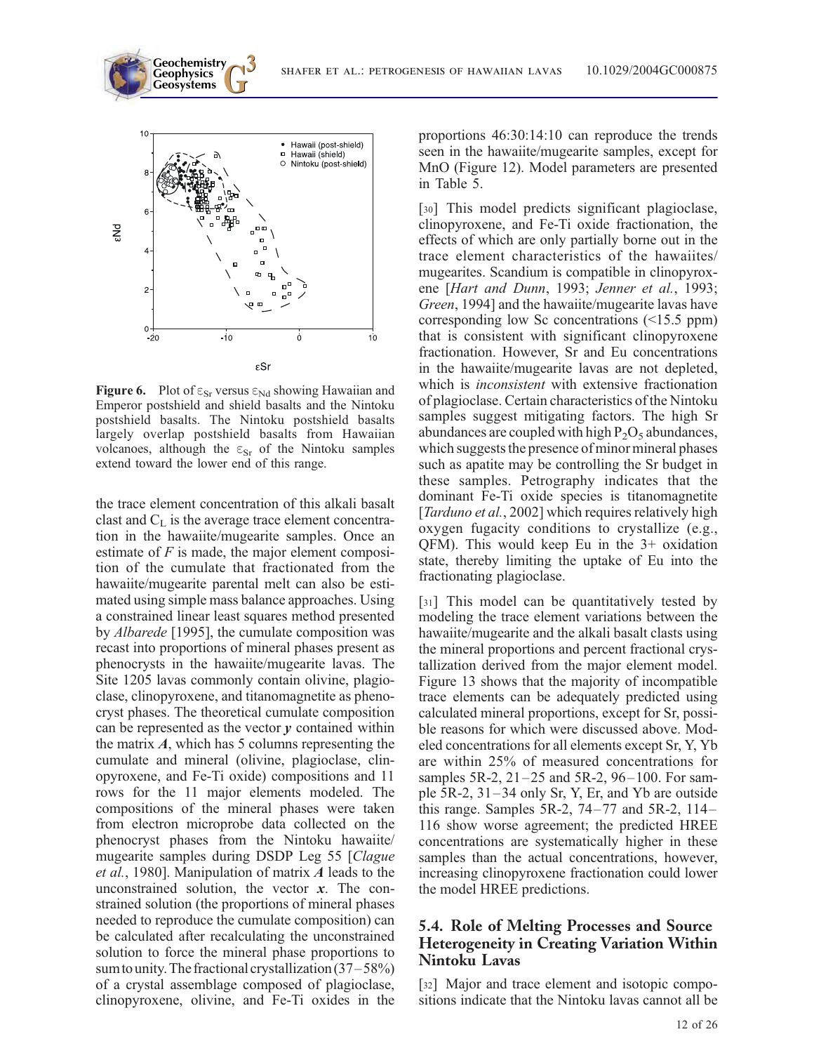**Figure 6.** Plot of $\varepsilon_{Sr}$ versus $\varepsilon_{Nd}$ showing Hawaiian and Emperor postshield and shield basalts and the Nintoku postshield basalts. The Nintoku postshield basalts largely overlap postshield basalts from Hawaiian volcanoes, although the $\varepsilon_{Sr}$ of the Nintoku samples extend toward the lower end of this range.

the trace element concentration of this alkali basalt clast and $C_L$ is the average trace element concentration in the hawaiite/mugearite samples. Once an estimate of $F$ is made, the major element composition of the cumulate that fractionated from the hawaiite/mugearite parental melt can also be estimated using simple mass balance approaches. Using a constrained linear least squares method presented by *Albarede* [1995], the cumulate composition was recast into proportions of mineral phases present as phenocrysts in the hawaiite/mugearite lavas. The Site 1205 lavas commonly contain olivine, plagioclase, clinopyroxene, and titanomagnetite as phenocryst phases. The theoretical cumulate composition can be represented as the vector $\boldsymbol{y}$ contained within the matrix $\boldsymbol{A}$, which has 5 columns representing the cumulate and mineral (olivine, plagioclase, clinopyroxene, and Fe-Ti oxide) compositions and 11 rows for the 11 major elements modeled. The compositions of the mineral phases were taken from electron microprobe data collected on the phenocryst phases from the Nintoku hawaiite/mugearite samples during DSDP Leg 55 [*Clague et al.*, 1980]. Manipulation of matrix $\boldsymbol{A}$ leads to the unconstrained solution, the vector $\boldsymbol{x}$. The constrained solution (the proportions of mineral phases needed to reproduce the cumulate composition) can be calculated after recalculating the unconstrained solution to force the mineral phase proportions to sum to unity. The fractional crystallization (37–58%) of a crystal assemblage composed of plagioclase, clinopyroxene, olivine, and Fe-Ti oxides in the proportions 46:30:14:10 can reproduce the trends seen in the hawaiite/mugearite samples, except for MnO (Figure 12). Model parameters are presented in Table 5.

[30] This model predicts significant plagioclase, clinopyroxene, and Fe-Ti oxide fractionation, the effects of which are only partially borne out in the trace element characteristics of the hawaiites/mugearites. Scandium is compatible in clinopyroxene [*Hart and Dunn*, 1993; *Jenner et al.*, 1993; *Green*, 1994] and the hawaiite/mugearite lavas have corresponding low Sc concentrations (<15.5 ppm) that is consistent with significant clinopyroxene fractionation. However, Sr and Eu concentrations in the hawaiite/mugearite lavas are not depleted, which is *inconsistent* with extensive fractionation of plagioclase. Certain characteristics of the Nintoku samples suggest mitigating factors. The high Sr abundances are coupled with high $P_2O_5$ abundances, which suggests the presence of minor mineral phases such as apatite may be controlling the Sr budget in these samples. Petrography indicates that the dominant Fe-Ti oxide species is titanomagnetite [*Tarduno et al.*, 2002] which requires relatively high oxygen fugacity conditions to crystallize (e.g., QFM). This would keep Eu in the 3+ oxidation state, thereby limiting the uptake of Eu into the fractionating plagioclase.

[31] This model can be quantitatively tested by modeling the trace element variations between the hawaiite/mugearite and the alkali basalt clasts using the mineral proportions and percent fractional crystallization derived from the major element model. Figure 13 shows that the majority of incompatible trace elements can be adequately predicted using calculated mineral proportions, except for Sr, possible reasons for which were discussed above. Modeled concentrations for all elements except Sr, Y, Yb are within 25% of measured concentrations for samples 5R-2, 21–25 and 5R-2, 96–100. For sample 5R-2, 31–34 only Sr, Y, Er, and Yb are outside this range. Samples 5R-2, 74–77 and 5R-2, 114–116 show worse agreement; the predicted HREE concentrations are systematically higher in these samples than the actual concentrations, however, increasing clinopyroxene fractionation could lower the model HREE predictions.

## 5.4. Role of Melting Processes and Source Heterogeneity in Creating Variation Within Nintoku Lavas

[32] Major and trace element and isotopic compositions indicate that the Nintoku lavas cannot all be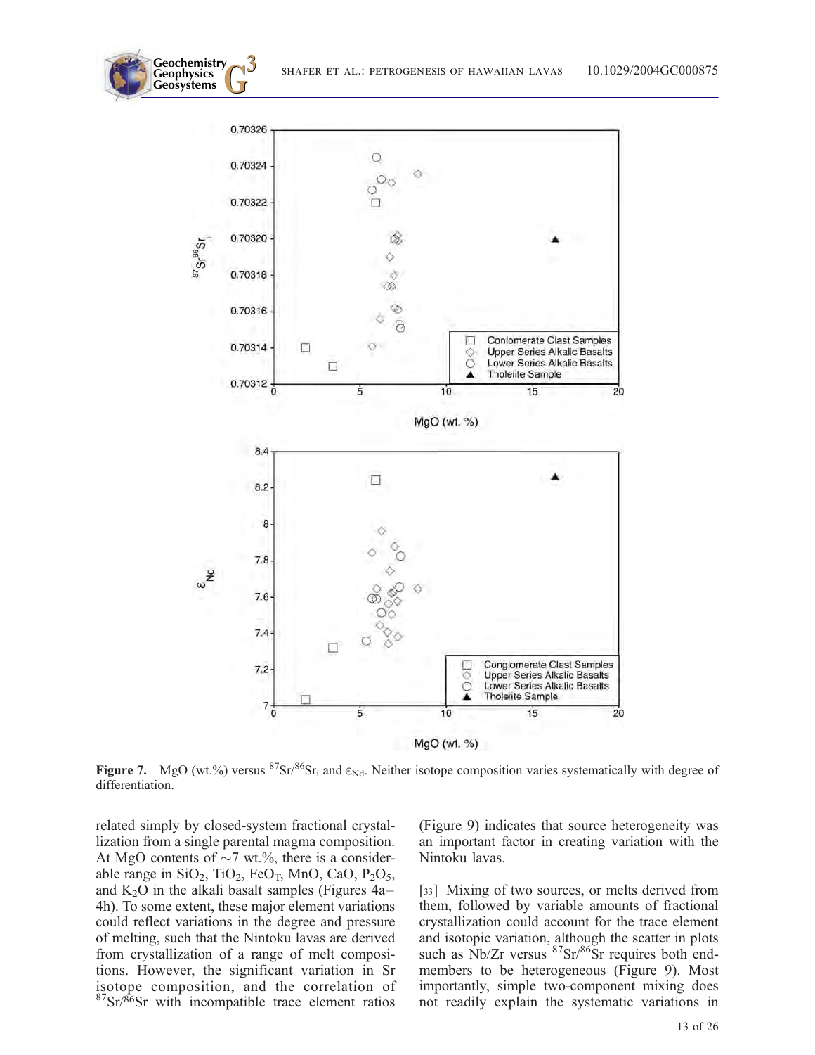**Figure 7.** MgO (wt.%) versus $^{87}Sr/^{86}Sr_i$ and $\varepsilon_{Nd}$. Neither isotope composition varies systematically with degree of differentiation.

related simply by closed-system fractional crystallization from a single parental magma composition. At MgO contents of ~7 wt.%, there is a considerable range in $SiO_2$, $TiO_2$, $FeO_T$, MnO, CaO, $P_2O_5$, and $K_2O$ in the alkali basalt samples (Figures 4a–4h). To some extent, these major element variations could reflect variations in the degree and pressure of melting, such that the Nintoku lavas are derived from crystallization of a range of melt compositions. However, the significant variation in Sr isotope composition, and the correlation of $^{87}Sr/^{86}Sr$ with incompatible trace element ratios (Figure 9) indicates that source heterogeneity was an important factor in creating variation with the Nintoku lavas.

[33] Mixing of two sources, or melts derived from them, followed by variable amounts of fractional crystallization could account for the trace element and isotopic variation, although the scatter in plots such as Nb/Zr versus $^{87}Sr/^{86}Sr$ requires both end-members to be heterogeneous (Figure 9). Most importantly, simple two-component mixing does not readily explain the systematic variations in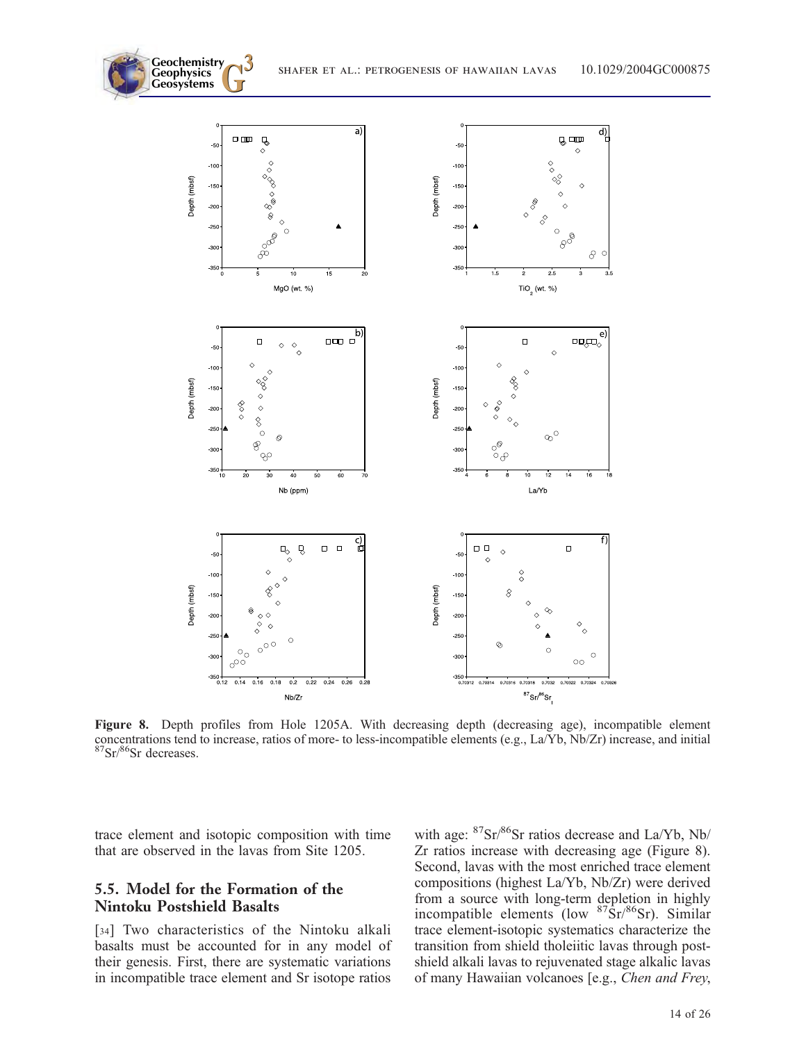**Figure 8.** Depth profiles from Hole 1205A. With decreasing depth (decreasing age), incompatible element concentrations tend to increase, ratios of more- to less-incompatible elements (e.g., La/Yb, Nb/Zr) increase, and initial $^{87}Sr/^{86}Sr$ decreases.

trace element and isotopic composition with time that are observed in the lavas from Site 1205.

## 5.5. Model for the Formation of the Nintoku Postshield Basalts

[34] Two characteristics of the Nintoku alkali basalts must be accounted for in any model of their genesis. First, there are systematic variations in incompatible trace element and Sr isotope ratios with age: $^{87}Sr/^{86}Sr$ ratios decrease and La/Yb, Nb/Zr ratios increase with decreasing age (Figure 8). Second, lavas with the most enriched trace element compositions (highest La/Yb, Nb/Zr) were derived from a source with long-term depletion in highly incompatible elements (low $^{87}Sr/^{86}Sr$). Similar trace element-isotopic systematics characterize the transition from shield tholeiitic lavas through postshield alkali lavas to rejuvenated stage alkalic lavas of many Hawaiian volcanoes [e.g., *Chen and Frey*,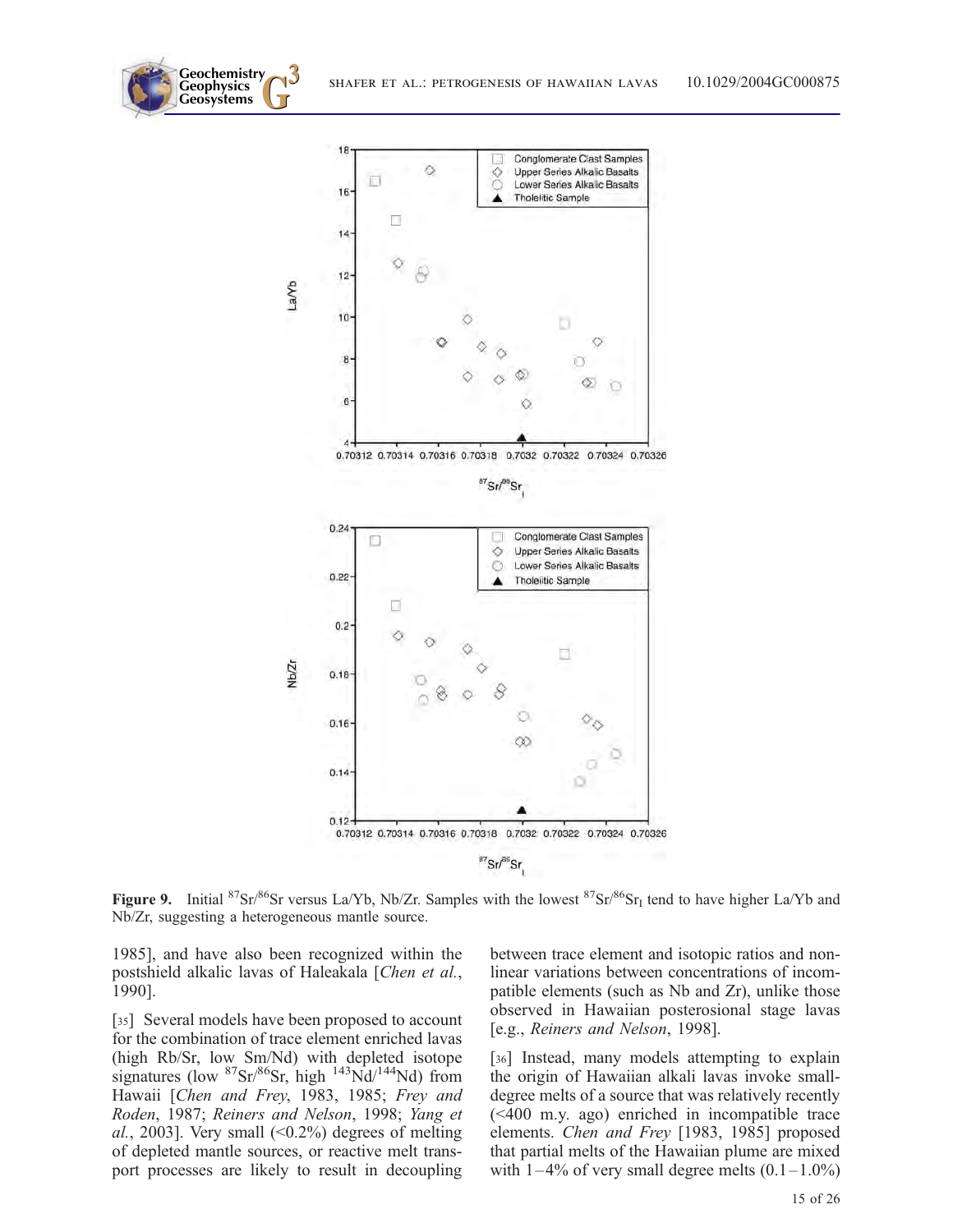**Figure 9.** Initial $^{87}Sr/^{86}Sr$ versus La/Yb, Nb/Zr. Samples with the lowest $^{87}Sr/^{86}Sr_I$ tend to have higher La/Yb and Nb/Zr, suggesting a heterogeneous mantle source.

1985], and have also been recognized within the postshield alkalic lavas of Haleakala [*Chen et al.*, 1990].

[35] Several models have been proposed to account for the combination of trace element enriched lavas (high Rb/Sr, low Sm/Nd) with depleted isotope signatures (low $^{87}Sr/^{86}Sr$, high $^{143}Nd/^{144}Nd$) from Hawaii [*Chen and Frey*, 1983, 1985; *Frey and Roden*, 1987; *Reiners and Nelson*, 1998; *Yang et al.*, 2003]. Very small (<0.2%) degrees of melting of depleted mantle sources, or reactive melt transport processes are likely to result in decoupling between trace element and isotopic ratios and nonlinear variations between concentrations of incompatible elements (such as Nb and Zr), unlike those observed in Hawaiian posterosional stage lavas [e.g., *Reiners and Nelson*, 1998].

[36] Instead, many models attempting to explain the origin of Hawaiian alkali lavas invoke small-degree melts of a source that was relatively recently (<400 m.y. ago) enriched in incompatible trace elements. *Chen and Frey* [1983, 1985] proposed that partial melts of the Hawaiian plume are mixed with 1–4% of very small degree melts (0.1–1.0%)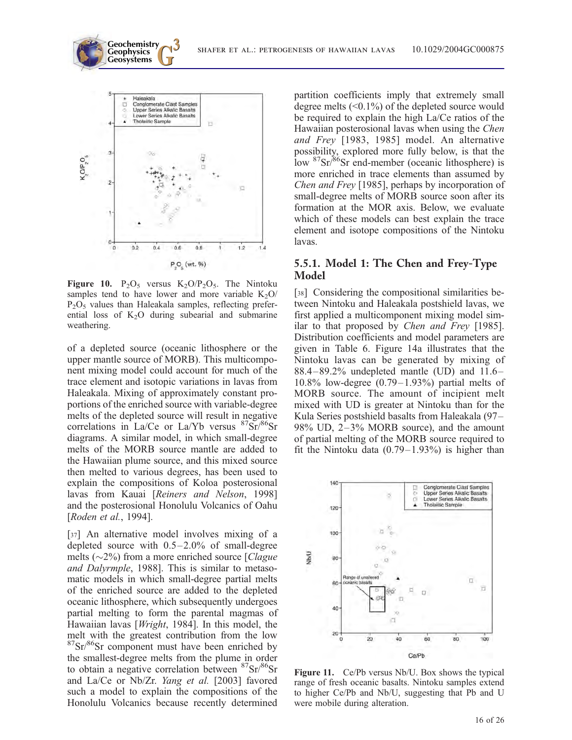**Figure 10.** $P_2O_5$ versus $K_2O/P_2O_5$. The Nintoku samples tend to have lower and more variable $K_2O/P_2O_5$ values than Haleakala samples, reflecting preferential loss of $K_2O$ during subearial and submarine weathering.

of a depleted source (oceanic lithosphere or the upper mantle source of MORB). This multicomponent mixing model could account for much of the trace element and isotopic variations in lavas from Haleakala. Mixing of approximately constant proportions of the enriched source with variable-degree melts of the depleted source will result in negative correlations in La/Ce or La/Yb versus $^{87}Sr/^{86}Sr$ diagrams. A similar model, in which small-degree melts of the MORB source mantle are added to the Hawaiian plume source, and this mixed source then melted to various degrees, has been used to explain the compositions of Koloa posterosional lavas from Kauai [*Reiners and Nelson*, 1998] and the posterosional Honolulu Volcanics of Oahu [*Roden et al.*, 1994].

[37] An alternative model involves mixing of a depleted source with 0.5–2.0% of small-degree melts (~2%) from a more enriched source [*Clague and Dalyrmple*, 1988]. This is similar to metasomatic models in which small-degree partial melts of the enriched source are added to the depleted oceanic lithosphere, which subsequently undergoes partial melting to form the parental magmas of Hawaiian lavas [*Wright*, 1984]. In this model, the melt with the greatest contribution from the low $^{87}Sr/^{86}Sr$ component must have been enriched by the smallest-degree melts from the plume in order to obtain a negative correlation between $^{87}Sr/^{86}Sr$ and La/Ce or Nb/Zr. *Yang et al.* [2003] favored such a model to explain the compositions of the Honolulu Volcanics because recently determined partition coefficients imply that extremely small degree melts (<0.1%) of the depleted source would be required to explain the high La/Ce ratios of the Hawaiian posterosional lavas when using the *Chen and Frey* [1983, 1985] model. An alternative possibility, explored more fully below, is that the low $^{87}Sr/^{86}Sr$ end-member (oceanic lithosphere) is more enriched in trace elements than assumed by *Chen and Frey* [1985], perhaps by incorporation of small-degree melts of MORB source soon after its formation at the MOR axis. Below, we evaluate which of these models can best explain the trace element and isotope compositions of the Nintoku lavas.

### 5.5.1. Model 1: The Chen and Frey-Type Model

[38] Considering the compositional similarities between Nintoku and Haleakala postshield lavas, we first applied a multicomponent mixing model similar to that proposed by *Chen and Frey* [1985]. Distribution coefficients and model parameters are given in Table 6. Figure 14a illustrates that the Nintoku lavas can be generated by mixing of 88.4–89.2% undepleted mantle (UD) and 11.6–10.8% low-degree (0.79–1.93%) partial melts of MORB source. The amount of incipient melt mixed with UD is greater at Nintoku than for the Kula Series postshield basalts from Haleakala (97–98% UD, 2–3% MORB source), and the amount of partial melting of the MORB source required to fit the Nintoku data (0.79–1.93%) is higher than

**Figure 11.** Ce/Pb versus Nb/U. Box shows the typical range of fresh oceanic basalts. Nintoku samples extend to higher Ce/Pb and Nb/U, suggesting that Pb and U were mobile during alteration.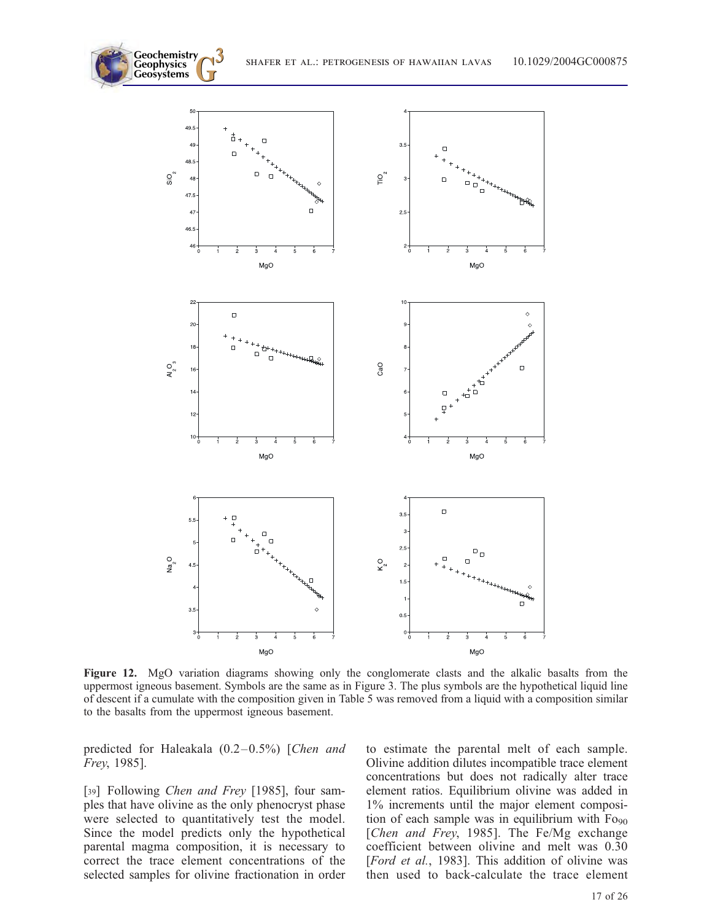**Figure 12.** MgO variation diagrams showing only the conglomerate clasts and the alkalic basalts from the uppermost igneous basement. Symbols are the same as in Figure 3. The plus symbols are the hypothetical liquid line of descent if a cumulate with the composition given in Table 5 was removed from a liquid with a composition similar to the basalts from the uppermost igneous basement.

predicted for Haleakala (0.2–0.5%) [*Chen and Frey*, 1985].

[39] Following *Chen and Frey* [1985], four samples that have olivine as the only phenocryst phase were selected to quantitatively test the model. Since the model predicts only the hypothetical parental magma composition, it is necessary to correct the trace element concentrations of the selected samples for olivine fractionation in order to estimate the parental melt of each sample. Olivine addition dilutes incompatible trace element concentrations but does not radically alter trace element ratios. Equilibrium olivine was added in 1% increments until the major element composition of each sample was in equilibrium with $Fo_{90}$ [*Chen and Frey*, 1985]. The Fe/Mg exchange coefficient between olivine and melt was 0.30 [*Ford et al.*, 1983]. This addition of olivine was then used to back-calculate the trace element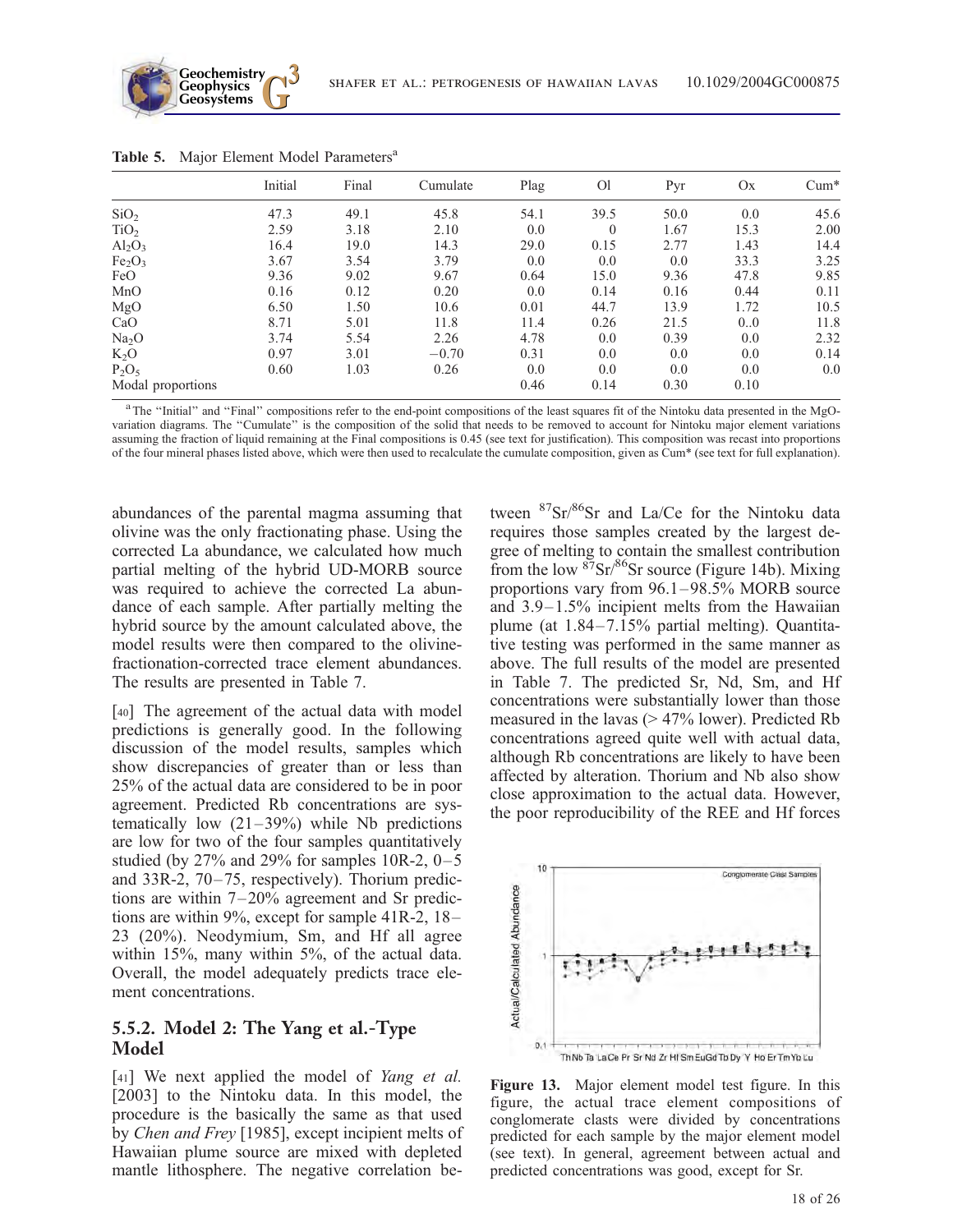**Table 5.** Major Element Model Parameters[a]

| | Initial | Final | Cumulate | Plag | Ol | Pyr | Ox | Cum* |
|---|---|---|---|---|---|---|---|---|
| $SiO_2$ | 47.3 | 49.1 | 45.8 | 54.1 | 39.5 | 50.0 | 0.0 | 45.6 |
| $TiO_2$ | 2.59 | 3.18 | 2.10 | 0.0 | 0 | 1.67 | 15.3 | 2.00 |
| $Al_2O_3$ | 16.4 | 19.0 | 14.3 | 29.0 | 0.15 | 2.77 | 1.43 | 14.4 |
| $Fe_2O_3$ | 3.67 | 3.54 | 3.79 | 0.0 | 0.0 | 0.0 | 33.3 | 3.25 |
| FeO | 9.36 | 9.02 | 9.67 | 0.64 | 15.0 | 9.36 | 47.8 | 9.85 |
| MnO | 0.16 | 0.12 | 0.20 | 0.0 | 0.14 | 0.16 | 0.44 | 0.11 |
| MgO | 6.50 | 1.50 | 10.6 | 0.01 | 44.7 | 13.9 | 1.72 | 10.5 |
| CaO | 8.71 | 5.01 | 11.8 | 11.4 | 0.26 | 21.5 | 0..0 | 11.8 |
| $Na_2O$ | 3.74 | 5.54 | 2.26 | 4.78 | 0.0 | 0.39 | 0.0 | 2.32 |
| $K_2O$ | 0.97 | 3.01 | −0.70 | 0.31 | 0.0 | 0.0 | 0.0 | 0.14 |
| $P_2O_5$ | 0.60 | 1.03 | 0.26 | 0.0 | 0.0 | 0.0 | 0.0 | 0.0 |
| Modal proportions | | | | 0.46 | 0.14 | 0.30 | 0.10 | |

[a] The "Initial" and "Final" compositions refer to the end-point compositions of the least squares fit of the Nintoku data presented in the MgO-variation diagrams. The "Cumulate" is the composition of the solid that needs to be removed to account for Nintoku major element variations assuming the fraction of liquid remaining at the Final compositions is 0.45 (see text for justification). This composition was recast into proportions of the four mineral phases listed above, which were then used to recalculate the cumulate composition, given as Cum* (see text for full explanation).

abundances of the parental magma assuming that olivine was the only fractionating phase. Using the corrected La abundance, we calculated how much partial melting of the hybrid UD-MORB source was required to achieve the corrected La abundance of each sample. After partially melting the hybrid source by the amount calculated above, the model results were then compared to the olivine-fractionation-corrected trace element abundances. The results are presented in Table 7.

[40] The agreement of the actual data with model predictions is generally good. In the following discussion of the model results, samples which show discrepancies of greater than or less than 25% of the actual data are considered to be in poor agreement. Predicted Rb concentrations are systematically low (21–39%) while Nb predictions are low for two of the four samples quantitatively studied (by 27% and 29% for samples 10R-2, 0–5 and 33R-2, 70–75, respectively). Thorium predictions are within 7–20% agreement and Sr predictions are within 9%, except for sample 41R-2, 18–23 (20%). Neodymium, Sm, and Hf all agree within 15%, many within 5%, of the actual data. Overall, the model adequately predicts trace element concentrations.

### 5.5.2. Model 2: The Yang et al.-Type Model

[41] We next applied the model of *Yang et al.* [2003] to the Nintoku data. In this model, the procedure is the basically the same as that used by *Chen and Frey* [1985], except incipient melts of Hawaiian plume source are mixed with depleted mantle lithosphere. The negative correlation between $^{87}Sr/^{86}Sr$ and La/Ce for the Nintoku data requires those samples created by the largest degree of melting to contain the smallest contribution from the low $^{87}Sr/^{86}Sr$ source (Figure 14b). Mixing proportions vary from 96.1–98.5% MORB source and 3.9–1.5% incipient melts from the Hawaiian plume (at 1.84–7.15% partial melting). Quantitative testing was performed in the same manner as above. The full results of the model are presented in Table 7. The predicted Sr, Nd, Sm, and Hf concentrations were substantially lower than those measured in the lavas (> 47% lower). Predicted Rb concentrations agreed quite well with actual data, although Rb concentrations are likely to have been affected by alteration. Thorium and Nb also show close approximation to the actual data. However, the poor reproducibility of the REE and Hf forces

**Figure 13.** Major element model test figure. In this figure, the actual trace element compositions of conglomerate clasts were divided by concentrations predicted for each sample by the major element model (see text). In general, agreement between actual and predicted concentrations was good, except for Sr.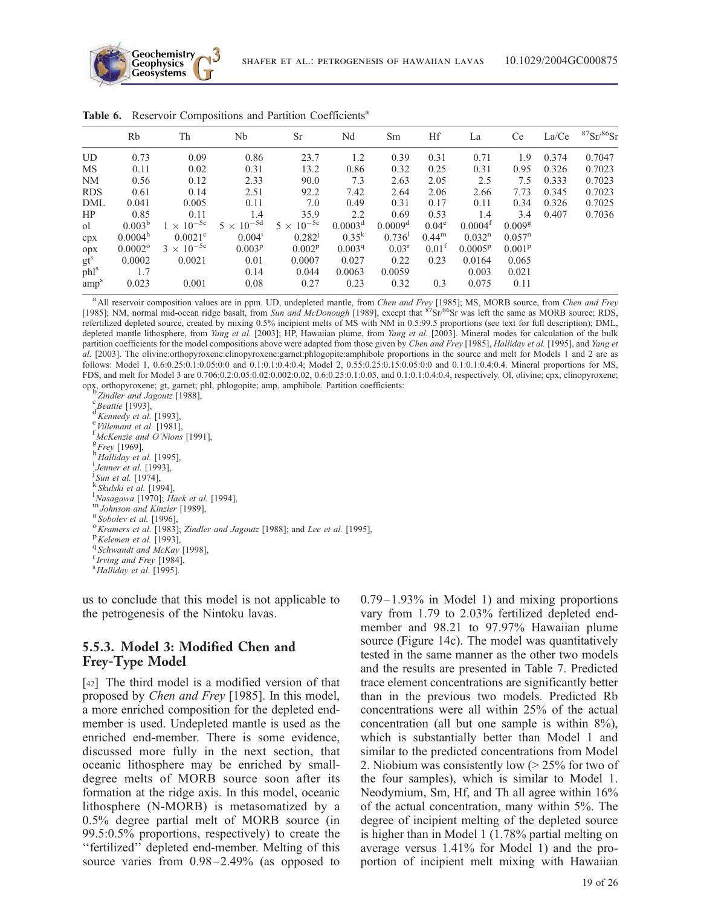**Table 6.** Reservoir Compositions and Partition Coefficients[a]

| | Rb | Th | Nb | Sr | Nd | Sm | Hf | La | Ce | La/Ce | $^{87}Sr/^{86}Sr$ |
|---|---|---|---|---|---|---|---|---|---|---|---|
| UD | 0.73 | 0.09 | 0.86 | 23.7 | 1.2 | 0.39 | 0.31 | 0.71 | 1.9 | 0.374 | 0.7047 |
| MS | 0.11 | 0.02 | 0.31 | 13.2 | 0.86 | 0.32 | 0.25 | 0.31 | 0.95 | 0.326 | 0.7023 |
| NM | 0.56 | 0.12 | 2.33 | 90.0 | 7.3 | 2.63 | 2.05 | 2.5 | 7.5 | 0.333 | 0.7023 |
| RDS | 0.61 | 0.14 | 2.51 | 92.2 | 7.42 | 2.64 | 2.06 | 2.66 | 7.73 | 0.345 | 0.7023 |
| DML | 0.041 | 0.005 | 0.11 | 7.0 | 0.49 | 0.31 | 0.17 | 0.11 | 0.34 | 0.326 | 0.7025 |
| HP | 0.85 | 0.11 | 1.4 | 35.9 | 2.2 | 0.69 | 0.53 | 1.4 | 3.4 | 0.407 | 0.7036 |
| ol | 0.003[b] | $1 \times 10^{-5}$[c] | $5 \times 10^{-5}$[d] | $5 \times 10^{-5}$[c] | 0.0003[d] | 0.0009[d] | 0.04[e] | 0.0004[f] | 0.009[g] | | |
| cpx | 0.0004[h] | 0.0021[c] | 0.004[i] | 0.282[j] | 0.35[k] | 0.736[l] | 0.44[m] | 0.032[n] | 0.057[n] | | |
| opx | 0.0002[o] | $3 \times 10^{-5}$[c] | 0.003[p] | 0.002[p] | 0.003[q] | 0.03[r] | 0.01[f] | 0.0005[p] | 0.001[p] | | |
| gt[s] | 0.0002 | 0.0021 | 0.01 | 0.0007 | 0.027 | 0.22 | 0.23 | 0.0164 | 0.065 | | |
| phl[s] | 1.7 | | 0.14 | 0.044 | 0.0063 | 0.0059 | | 0.003 | 0.021 | | |
| amp[s] | 0.023 | 0.001 | 0.08 | 0.27 | 0.23 | 0.32 | 0.3 | 0.075 | 0.11 | | |

[a] All reservoir composition values are in ppm. UD, undepleted mantle, from *Chen and Frey* [1985]; MS, MORB source, from *Chen and Frey* [1985]; NM, normal mid-ocean ridge basalt, from *Sun and McDonough* [1989], except that $^{87}Sr/^{86}Sr$ was left the same as MORB source; RDS, refertilized depleted source, created by mixing 0.5% incipient melts of MS with NM in 0.5:99.5 proportions (see text for full description); DML, depleted mantle lithosphere, from *Yang et al.* [2003]; HP, Hawaiian plume, from *Yang et al.* [2003]. Mineral modes for calculation of the bulk partition coefficients for the model compositions above were adapted from those given by *Chen and Frey* [1985], *Halliday et al.* [1995], and *Yang et al.* [2003]. The olivine:orthopyroxene:clinopyroxene:garnet:phlogopite:amphibole proportions in the source and melt for Models 1 and 2 are as follows: Model 1, 0.6:0.25:0.1:0.05:0:0 and 0.1:0.1:0.4:0.4; Model 2, 0.55:0.25:0.15:0.05:0:0 and 0.1:0.1:0.4:0.4. Mineral proportions for MS, FDS, and melt for Model 3 are 0.706:0.2:0.05:0.02:0.002:0.02, 0.6:0.25:0.1:0.05, and 0.1:0.1:0.4:0.4, respectively. Ol, olivine; cpx, clinopyroxene; opx, orthopyroxene; gt, garnet; phl, phlogopite; amp, amphibole. Partition coefficients:
[b] *Zindler and Jagoutz* [1988],
[c] *Beattie* [1993],
[d] *Kennedy et al.* [1993],
[e] *Villemant et al.* [1981],
[f] *McKenzie and O'Nions* [1991],
[g] *Frey* [1969],
[h] *Halliday et al.* [1995],
[i] *Jenner et al.* [1993],
[j] *Sun et al.* [1974],
[k] *Skulski et al.* [1994],
[l] *Nasagawa* [1970]; *Hack et al.* [1994],
[m] *Johnson and Kinzler* [1989],
[n] *Sobolev et al.* [1996],
[o] *Kramers et al.* [1983]; *Zindler and Jagoutz* [1988]; and *Lee et al.* [1995],
[p] *Kelemen et al.* [1993],
[q] *Schwandt and McKay* [1998],
[r] *Irving and Frey* [1984],
[s] *Halliday et al.* [1995].

us to conclude that this model is not applicable to the petrogenesis of the Nintoku lavas.

### 5.5.3. Model 3: Modified Chen and Frey-Type Model

[42] The third model is a modified version of that proposed by *Chen and Frey* [1985]. In this model, a more enriched composition for the depleted end-member is used. Undepleted mantle is used as the enriched end-member. There is some evidence, discussed more fully in the next section, that oceanic lithosphere may be enriched by small-degree melts of MORB source soon after its formation at the ridge axis. In this model, oceanic lithosphere (N-MORB) is metasomatized by a 0.5% degree partial melt of MORB source (in 99.5:0.5% proportions, respectively) to create the "fertilized" depleted end-member. Melting of this source varies from 0.98–2.49% (as opposed to 0.79–1.93% in Model 1) and mixing proportions vary from 1.79 to 2.03% fertilized depleted end-member and 98.21 to 97.97% Hawaiian plume source (Figure 14c). The model was quantitatively tested in the same manner as the other two models and the results are presented in Table 7. Predicted trace element concentrations are significantly better than in the previous two models. Predicted Rb concentrations were all within 25% of the actual concentration (all but one sample is within 8%), which is substantially better than Model 1 and similar to the predicted concentrations from Model 2. Niobium was consistently low (> 25% for two of the four samples), which is similar to Model 1. Neodymium, Sm, Hf, and Th all agree within 16% of the actual concentration, many within 5%. The degree of incipient melting of the depleted source is higher than in Model 1 (1.78% partial melting on average versus 1.41% for Model 1) and the proportion of incipient melt mixing with Hawaiian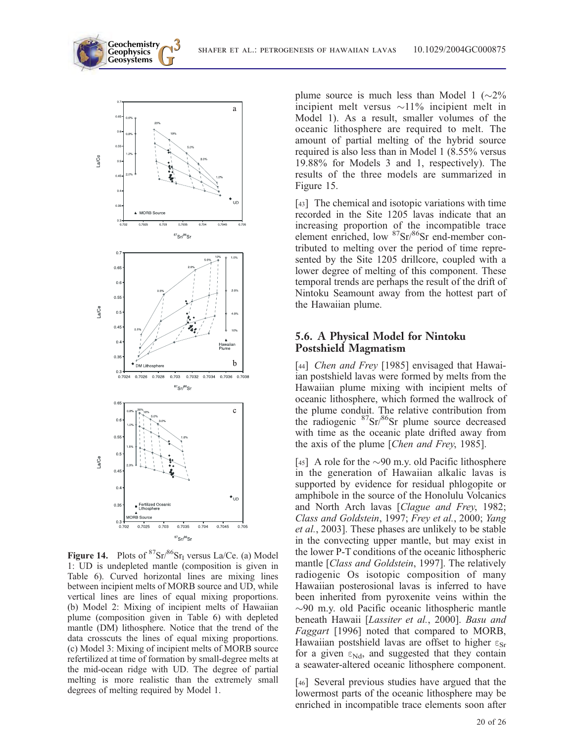**Figure 14.** Plots of $^{87}Sr/^{86}Sr_I$ versus La/Ce. (a) Model 1: UD is undepleted mantle (composition is given in Table 6). Curved horizontal lines are mixing lines between incipient melts of MORB source and UD, while vertical lines are lines of equal mixing proportions. (b) Model 2: Mixing of incipient melts of Hawaiian plume (composition given in Table 6) with depleted mantle (DM) lithosphere. Notice that the trend of the data crosscuts the lines of equal mixing proportions. (c) Model 3: Mixing of incipient melts of MORB source refertilized at time of formation by small-degree melts at the mid-ocean ridge with UD. The degree of partial melting is more realistic than the extremely small degrees of melting required by Model 1.

plume source is much less than Model 1 (∼2% incipient melt versus ∼11% incipient melt in Model 1). As a result, smaller volumes of the oceanic lithosphere are required to melt. The amount of partial melting of the hybrid source required is also less than in Model 1 (8.55% versus 19.88% for Models 3 and 1, respectively). The results of the three models are summarized in Figure 15.

[43] The chemical and isotopic variations with time recorded in the Site 1205 lavas indicate that an increasing proportion of the incompatible trace element enriched, low $^{87}Sr/^{86}Sr$ end-member contributed to melting over the period of time represented by the Site 1205 drillcore, coupled with a lower degree of melting of this component. These temporal trends are perhaps the result of the drift of Nintoku Seamount away from the hottest part of the Hawaiian plume.

## 5.6. A Physical Model for Nintoku Postshield Magmatism

[44] *Chen and Frey* [1985] envisaged that Hawaiian postshield lavas were formed by melts from the Hawaiian plume mixing with incipient melts of oceanic lithosphere, which formed the wallrock of the plume conduit. The relative contribution from the radiogenic $^{87}Sr/^{86}Sr$ plume source decreased with time as the oceanic plate drifted away from the axis of the plume [*Chen and Frey*, 1985].

[45] A role for the ∼90 m.y. old Pacific lithosphere in the generation of Hawaiian alkalic lavas is supported by evidence for residual phlogopite or amphibole in the source of the Honolulu Volcanics and North Arch lavas [*Clague and Frey*, 1982; *Class and Goldstein*, 1997; *Frey et al.*, 2000; *Yang et al.*, 2003]. These phases are unlikely to be stable in the convecting upper mantle, but may exist in the lower P-T conditions of the oceanic lithospheric mantle [*Class and Goldstein*, 1997]. The relatively radiogenic Os isotopic composition of many Hawaiian posterosional lavas is inferred to have been inherited from pyroxenite veins within the ∼90 m.y. old Pacific oceanic lithospheric mantle beneath Hawaii [*Lassiter et al.*, 2000]. *Basu and Faggart* [1996] noted that compared to MORB, Hawaiian postshield lavas are offset to higher $\varepsilon_{Sr}$ for a given $\varepsilon_{Nd}$, and suggested that they contain a seawater-altered oceanic lithosphere component.

[46] Several previous studies have argued that the lowermost parts of the oceanic lithosphere may be enriched in incompatible trace elements soon after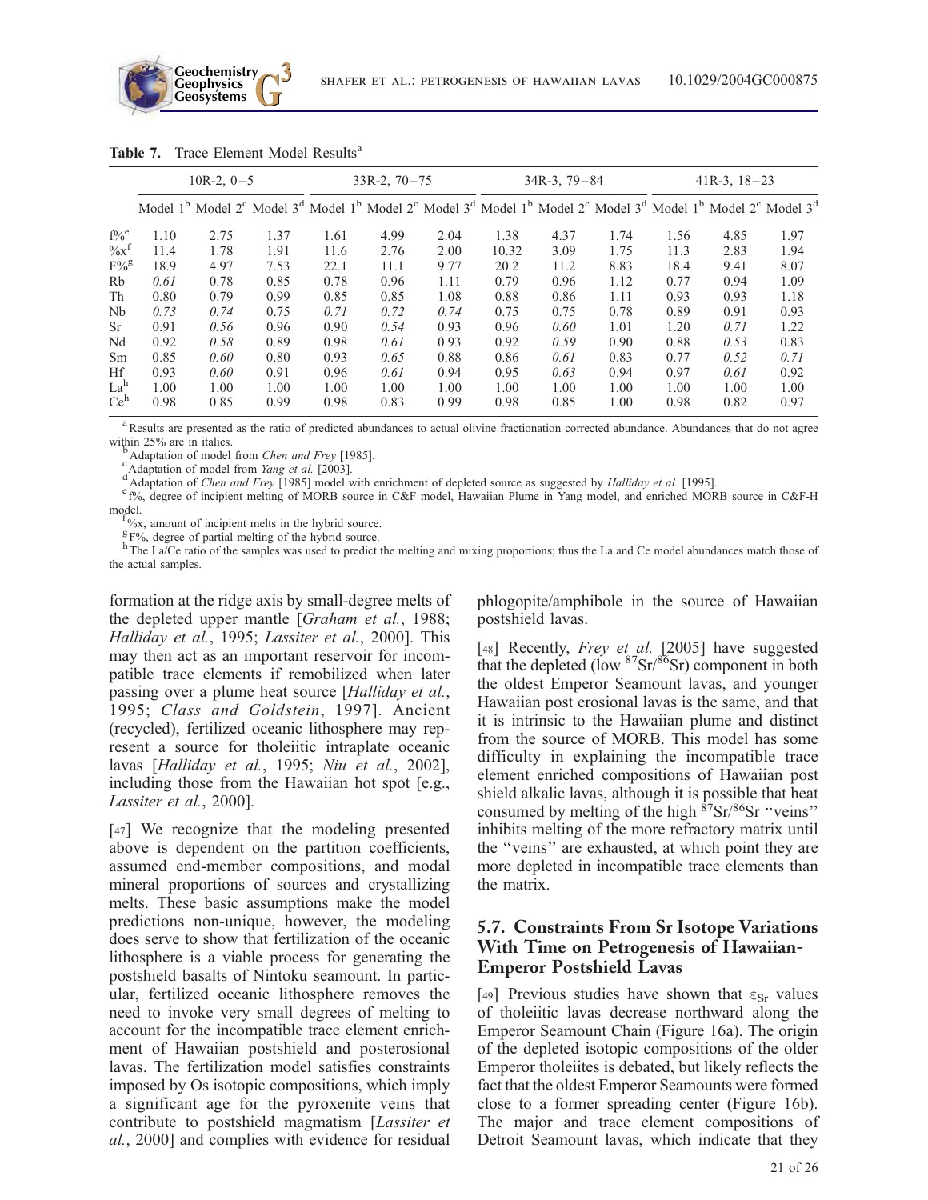**Table 7.** Trace Element Model Results[a]

| | 10R-2, 0–5 | | | 33R-2, 70–75 | | | 34R-3, 79–84 | | | 41R-3, 18–23 | | |
|---|---|---|---|---|---|---|---|---|---|---|---|---|
| | Model 1[b] | Model 2[c] | Model 3[d] | Model 1[b] | Model 2[c] | Model 3[d] | Model 1[b] | Model 2[c] | Model 3[d] | Model 1[b] | Model 2[c] | Model 3[d] |
| f%[e] | 1.10 | 2.75 | 1.37 | 1.61 | 4.99 | 2.04 | 1.38 | 4.37 | 1.74 | 1.56 | 4.85 | 1.97 |
| %x[f] | 11.4 | 1.78 | 1.91 | 11.6 | 2.76 | 2.00 | 10.32 | 3.09 | 1.75 | 11.3 | 2.83 | 1.94 |
| F%[g] | 18.9 | 4.97 | 7.53 | 22.1 | 11.1 | 9.77 | 20.2 | 11.2 | 8.83 | 18.4 | 9.41 | 8.07 |
| Rb | *0.61* | 0.78 | 0.85 | 0.78 | 0.96 | 1.11 | 0.79 | 0.96 | 1.12 | 0.77 | 0.94 | 1.09 |
| Th | 0.80 | 0.79 | 0.99 | 0.85 | 0.85 | 1.08 | 0.88 | 0.86 | 1.11 | 0.93 | 0.93 | 1.18 |
| Nb | *0.73* | *0.74* | 0.75 | *0.71* | *0.72* | *0.74* | 0.75 | 0.75 | 0.78 | 0.89 | 0.91 | 0.93 |
| Sr | 0.91 | *0.56* | 0.96 | 0.90 | *0.54* | 0.93 | 0.96 | *0.60* | 1.01 | 1.20 | *0.71* | 1.22 |
| Nd | 0.92 | *0.58* | 0.89 | 0.98 | *0.61* | 0.93 | 0.92 | *0.59* | 0.90 | 0.88 | *0.53* | 0.83 |
| Sm | 0.85 | *0.60* | 0.80 | 0.93 | *0.65* | 0.88 | 0.86 | *0.61* | 0.83 | 0.77 | *0.52* | *0.71* |
| Hf | 0.93 | *0.60* | 0.91 | 0.96 | *0.61* | 0.94 | 0.95 | *0.63* | 0.94 | 0.97 | *0.61* | 0.92 |
| La[h] | 1.00 | 1.00 | 1.00 | 1.00 | 1.00 | 1.00 | 1.00 | 1.00 | 1.00 | 1.00 | 1.00 | 1.00 |
| Ce[h] | 0.98 | 0.85 | 0.99 | 0.98 | 0.83 | 0.99 | 0.98 | 0.85 | 1.00 | 0.98 | 0.82 | 0.97 |

[a] Results are presented as the ratio of predicted abundances to actual olivine fractionation corrected abundance. Abundances that do not agree within 25% are in italics.
[b] Adaptation of model from *Chen and Frey* [1985].
[c] Adaptation of model from *Yang et al.* [2003].
[d] Adaptation of *Chen and Frey* [1985] model with enrichment of depleted source as suggested by *Halliday et al.* [1995].
[e] f%, degree of incipient melting of MORB source in C&F model, Hawaiian Plume in Yang model, and enriched MORB source in C&F-H model.
[f] %x, amount of incipient melts in the hybrid source.
[g] F%, degree of partial melting of the hybrid source.
[h] The La/Ce ratio of the samples was used to predict the melting and mixing proportions; thus the La and Ce model abundances match those of the actual samples.

formation at the ridge axis by small-degree melts of the depleted upper mantle [*Graham et al.*, 1988; *Halliday et al.*, 1995; *Lassiter et al.*, 2000]. This may then act as an important reservoir for incompatible trace elements if remobilized when later passing over a plume heat source [*Halliday et al.*, 1995; *Class and Goldstein*, 1997]. Ancient (recycled), fertilized oceanic lithosphere may represent a source for tholeiitic intraplate oceanic lavas [*Halliday et al.*, 1995; *Niu et al.*, 2002], including those from the Hawaiian hot spot [e.g., *Lassiter et al.*, 2000].

[47] We recognize that the modeling presented above is dependent on the partition coefficients, assumed end-member compositions, and modal mineral proportions of sources and crystallizing melts. These basic assumptions make the model predictions non-unique, however, the modeling does serve to show that fertilization of the oceanic lithosphere is a viable process for generating the postshield basalts of Nintoku seamount. In particular, fertilized oceanic lithosphere removes the need to invoke very small degrees of melting to account for the incompatible trace element enrichment of Hawaiian postshield and posterosional lavas. The fertilization model satisfies constraints imposed by Os isotopic compositions, which imply a significant age for the pyroxenite veins that contribute to postshield magmatism [*Lassiter et al.*, 2000] and complies with evidence for residual phlogopite/amphibole in the source of Hawaiian postshield lavas.

[48] Recently, *Frey et al.* [2005] have suggested that the depleted (low $^{87}Sr/^{86}Sr$) component in both the oldest Emperor Seamount lavas, and younger Hawaiian post erosional lavas is the same, and that it is intrinsic to the Hawaiian plume and distinct from the source of MORB. This model has some difficulty in explaining the incompatible trace element enriched compositions of Hawaiian post shield alkalic lavas, although it is possible that heat consumed by melting of the high $^{87}Sr/^{86}Sr$ "veins" inhibits melting of the more refractory matrix until the "veins" are exhausted, at which point they are more depleted in incompatible trace elements than the matrix.

## 5.7. Constraints From Sr Isotope Variations With Time on Petrogenesis of Hawaiian-Emperor Postshield Lavas

[49] Previous studies have shown that $\varepsilon_{Sr}$ values of tholeiitic lavas decrease northward along the Emperor Seamount Chain (Figure 16a). The origin of the depleted isotopic compositions of the older Emperor tholeiites is debated, but likely reflects the fact that the oldest Emperor Seamounts were formed close to a former spreading center (Figure 16b). The major and trace element compositions of Detroit Seamount lavas, which indicate that they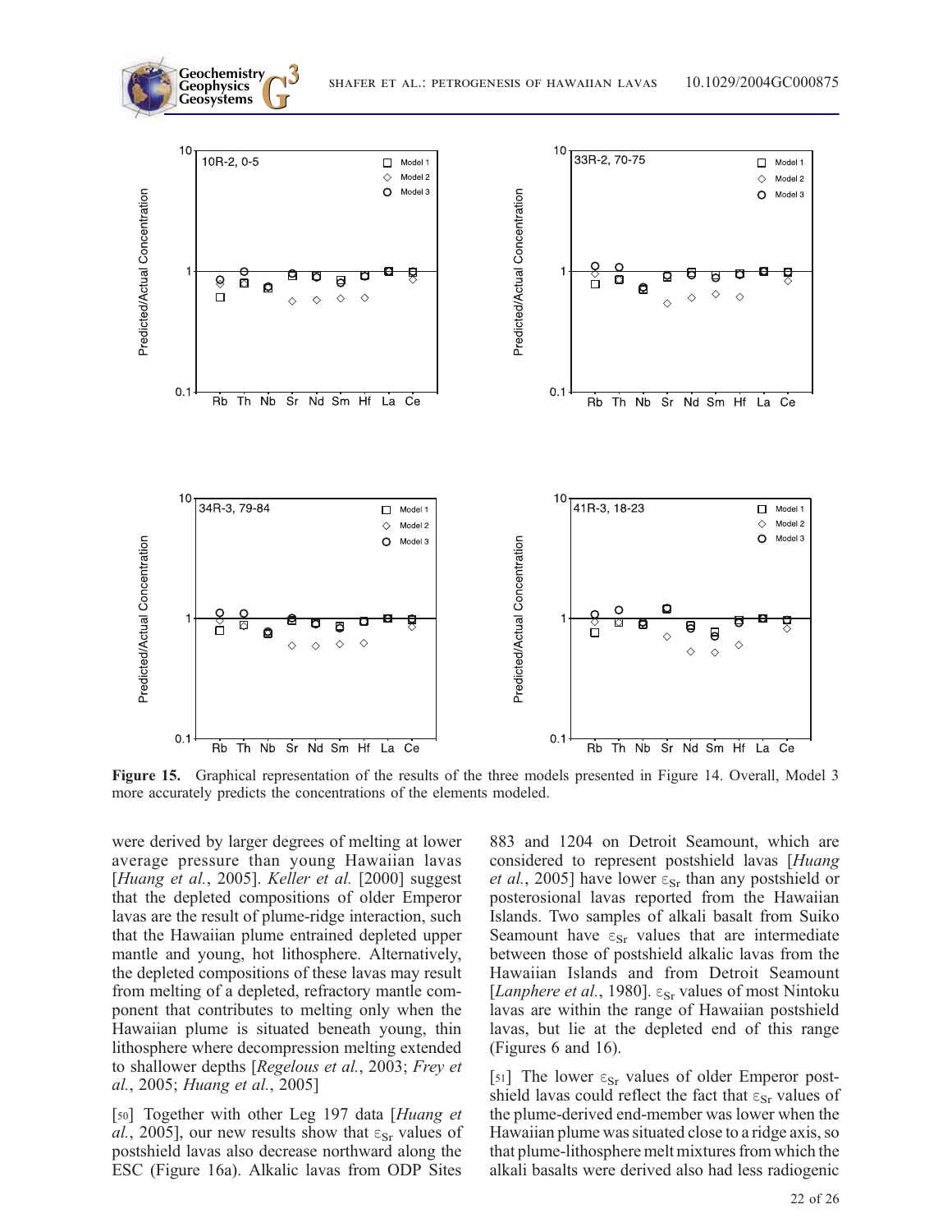Figure 15. Graphical representation of the results of the three models presented in Figure 14. Overall, Model 3 more accurately predicts the concentrations of the elements modeled.

were derived by larger degrees of melting at lower average pressure than young Hawaiian lavas [*Huang et al.*, 2005]. *Keller et al.* [2000] suggest that the depleted compositions of older Emperor lavas are the result of plume-ridge interaction, such that the Hawaiian plume entrained depleted upper mantle and young, hot lithosphere. Alternatively, the depleted compositions of these lavas may result from melting of a depleted, refractory mantle component that contributes to melting only when the Hawaiian plume is situated beneath young, thin lithosphere where decompression melting extended to shallower depths [*Regelous et al.*, 2003; *Frey et al.*, 2005; *Huang et al.*, 2005]

[50] Together with other Leg 197 data [*Huang et al.*, 2005], our new results show that $\varepsilon_{Sr}$ values of postshield lavas also decrease northward along the ESC (Figure 16a). Alkalic lavas from ODP Sites 883 and 1204 on Detroit Seamount, which are considered to represent postshield lavas [*Huang et al.*, 2005] have lower $\varepsilon_{Sr}$ than any postshield or posterosional lavas reported from the Hawaiian Islands. Two samples of alkali basalt from Suiko Seamount have $\varepsilon_{Sr}$ values that are intermediate between those of postshield alkalic lavas from the Hawaiian Islands and from Detroit Seamount [*Lanphere et al.*, 1980]. $\varepsilon_{Sr}$ values of most Nintoku lavas are within the range of Hawaiian postshield lavas, but lie at the depleted end of this range (Figures 6 and 16).

[51] The lower $\varepsilon_{Sr}$ values of older Emperor postshield lavas could reflect the fact that $\varepsilon_{Sr}$ values of the plume-derived end-member was lower when the Hawaiian plume was situated close to a ridge axis, so that plume-lithosphere melt mixtures from which the alkali basalts were derived also had less radiogenic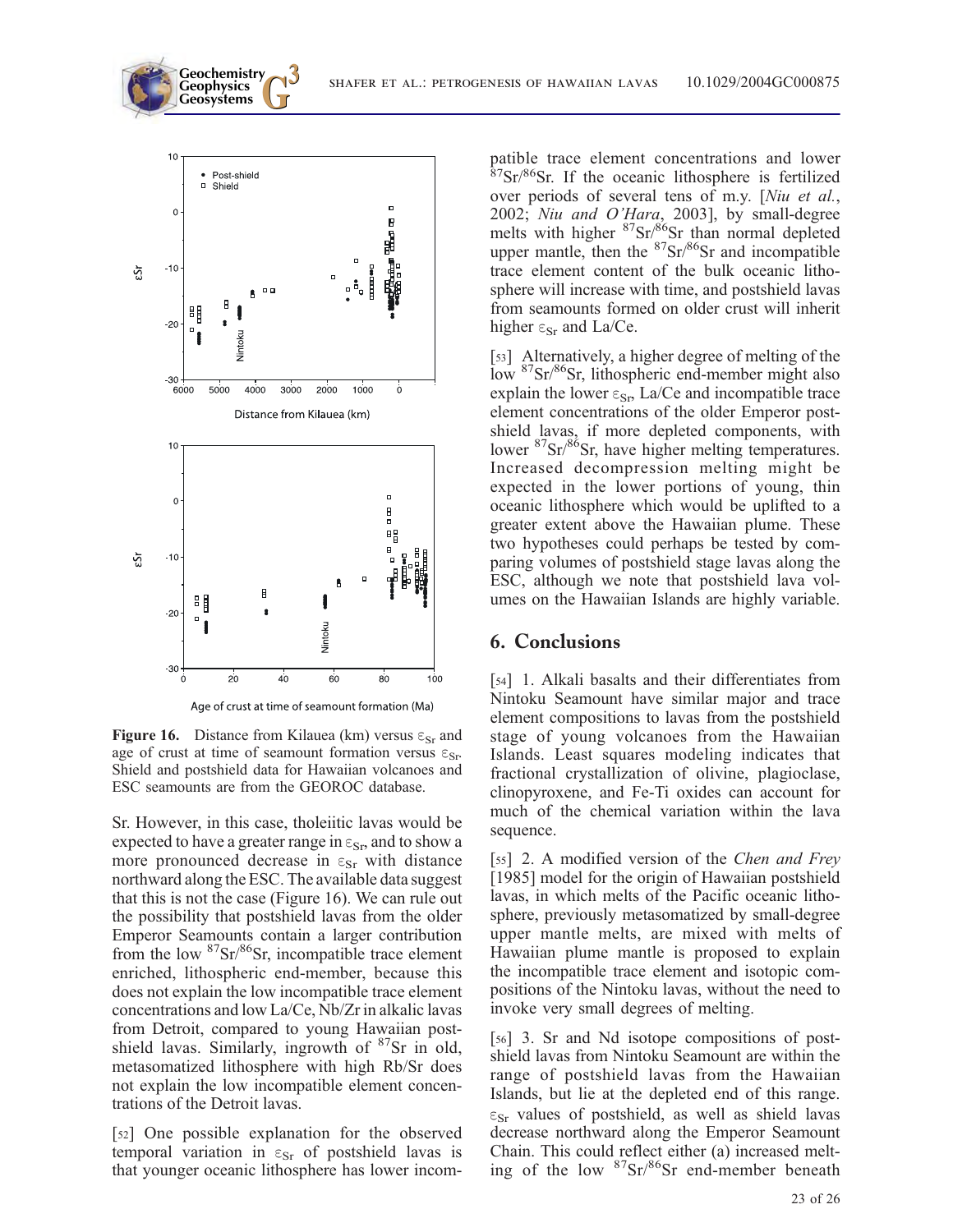**Figure 16.** Distance from Kilauea (km) versus $\varepsilon_{Sr}$ and age of crust at time of seamount formation versus $\varepsilon_{Sr}$. Shield and postshield data for Hawaiian volcanoes and ESC seamounts are from the GEOROC database.

Sr. However, in this case, tholeiitic lavas would be expected to have a greater range in $\varepsilon_{Sr}$, and to show a more pronounced decrease in $\varepsilon_{Sr}$ with distance northward along the ESC. The available data suggest that this is not the case (Figure 16). We can rule out the possibility that postshield lavas from the older Emperor Seamounts contain a larger contribution from the low $^{87}Sr/^{86}Sr$, incompatible trace element enriched, lithospheric end-member, because this does not explain the low incompatible trace element concentrations and low La/Ce, Nb/Zr in alkalic lavas from Detroit, compared to young Hawaiian postshield lavas. Similarly, ingrowth of $^{87}Sr$ in old, metasomatized lithosphere with high Rb/Sr does not explain the low incompatible element concentrations of the Detroit lavas.

[52] One possible explanation for the observed temporal variation in $\varepsilon_{Sr}$ of postshield lavas is that younger oceanic lithosphere has lower incompatible trace element concentrations and lower $^{87}Sr/^{86}Sr$. If the oceanic lithosphere is fertilized over periods of several tens of m.y. [*Niu et al.*, 2002; *Niu and O'Hara*, 2003], by small-degree melts with higher $^{87}Sr/^{86}Sr$ than normal depleted upper mantle, then the $^{87}Sr/^{86}Sr$ and incompatible trace element content of the bulk oceanic lithosphere will increase with time, and postshield lavas from seamounts formed on older crust will inherit higher $\varepsilon_{Sr}$ and La/Ce.

[53] Alternatively, a higher degree of melting of the low $^{87}Sr/^{86}Sr$, lithospheric end-member might also explain the lower $\varepsilon_{Sr}$, La/Ce and incompatible trace element concentrations of the older Emperor postshield lavas, if more depleted components, with lower $^{87}Sr/^{86}Sr$, have higher melting temperatures. Increased decompression melting might be expected in the lower portions of young, thin oceanic lithosphere which would be uplifted to a greater extent above the Hawaiian plume. These two hypotheses could perhaps be tested by comparing volumes of postshield stage lavas along the ESC, although we note that postshield lava volumes on the Hawaiian Islands are highly variable.

## 6. Conclusions

[54] 1. Alkali basalts and their differentiates from Nintoku Seamount have similar major and trace element compositions to lavas from the postshield stage of young volcanoes from the Hawaiian Islands. Least squares modeling indicates that fractional crystallization of olivine, plagioclase, clinopyroxene, and Fe-Ti oxides can account for much of the chemical variation within the lava sequence.

[55] 2. A modified version of the *Chen and Frey* [1985] model for the origin of Hawaiian postshield lavas, in which melts of the Pacific oceanic lithosphere, previously metasomatized by small-degree upper mantle melts, are mixed with melts of Hawaiian plume mantle is proposed to explain the incompatible trace element and isotopic compositions of the Nintoku lavas, without the need to invoke very small degrees of melting.

[56] 3. Sr and Nd isotope compositions of postshield lavas from Nintoku Seamount are within the range of postshield lavas from the Hawaiian Islands, but lie at the depleted end of this range. $\varepsilon_{Sr}$ values of postshield, as well as shield lavas decrease northward along the Emperor Seamount Chain. This could reflect either (a) increased melting of the low $^{87}Sr/^{86}Sr$ end-member beneath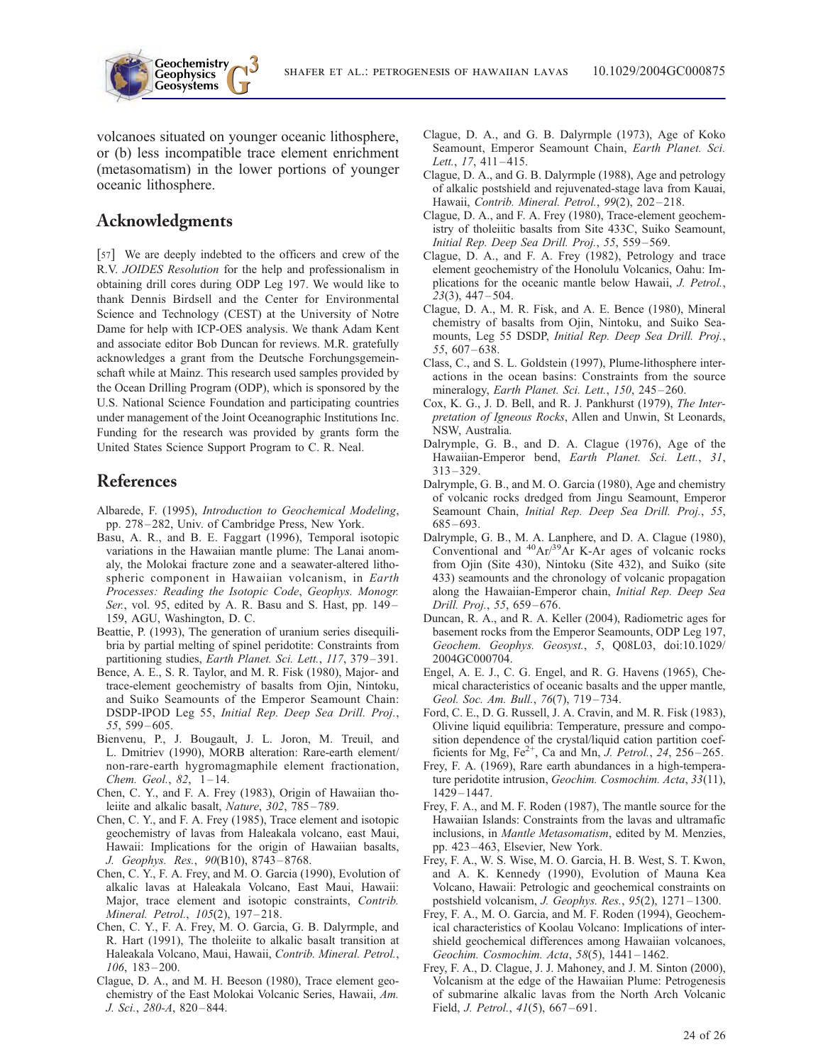volcanoes situated on younger oceanic lithosphere, or (b) less incompatible trace element enrichment (metasomatism) in the lower portions of younger oceanic lithosphere.

## Acknowledgments

[57] We are deeply indebted to the officers and crew of the R.V. *JOIDES Resolution* for the help and professionalism in obtaining drill cores during ODP Leg 197. We would like to thank Dennis Birdsell and the Center for Environmental Science and Technology (CEST) at the University of Notre Dame for help with ICP-OES analysis. We thank Adam Kent and associate editor Bob Duncan for reviews. M.R. gratefully acknowledges a grant from the Deutsche Forchungsgemeinschaft while at Mainz. This research used samples provided by the Ocean Drilling Program (ODP), which is sponsored by the U.S. National Science Foundation and participating countries under management of the Joint Oceanographic Institutions Inc. Funding for the research was provided by grants form the United States Science Support Program to C. R. Neal.

## References

Albarede, F. (1995), *Introduction to Geochemical Modeling*, pp. 278–282, Univ. of Cambridge Press, New York.

Basu, A. R., and B. E. Faggart (1996), Temporal isotopic variations in the Hawaiian mantle plume: The Lanai anomaly, the Molokai fracture zone and a seawater-altered lithospheric component in Hawaiian volcanism, in *Earth Processes: Reading the Isotopic Code*, *Geophys. Monogr. Ser.*, vol. 95, edited by A. R. Basu and S. Hast, pp. 149–159, AGU, Washington, D. C.

Beattie, P. (1993), The generation of uranium series disequilibria by partial melting of spinel peridotite: Constraints from partitioning studies, *Earth Planet. Sci. Lett.*, *117*, 379–391.

Bence, A. E., S. R. Taylor, and M. R. Fisk (1980), Major- and trace-element geochemistry of basalts from Ojin, Nintoku, and Suiko Seamounts of the Emperor Seamount Chain: DSDP-IPOD Leg 55, *Initial Rep. Deep Sea Drill. Proj.*, *55*, 599–605.

Bienvenu, P., J. Bougault, J. L. Joron, M. Treuil, and L. Dmitriev (1990), MORB alteration: Rare-earth element/non-rare-earth hygromagmaphile element fractionation, *Chem. Geol.*, *82*, 1–14.

Chen, C. Y., and F. A. Frey (1983), Origin of Hawaiian tholeiite and alkalic basalt, *Nature*, *302*, 785–789.

Chen, C. Y., and F. A. Frey (1985), Trace element and isotopic geochemistry of lavas from Haleakala volcano, east Maui, Hawaii: Implications for the origin of Hawaiian basalts, *J. Geophys. Res.*, *90*(B10), 8743–8768.

Chen, C. Y., F. A. Frey, and M. O. Garcia (1990), Evolution of alkalic lavas at Haleakala Volcano, East Maui, Hawaii: Major, trace element and isotopic constraints, *Contrib. Mineral. Petrol.*, *105*(2), 197–218.

Chen, C. Y., F. A. Frey, M. O. Garcia, G. B. Dalyrmple, and R. Hart (1991), The tholeiite to alkalic basalt transition at Haleakala Volcano, Maui, Hawaii, *Contrib. Mineral. Petrol.*, *106*, 183–200.

Clague, D. A., and M. H. Beeson (1980), Trace element geochemistry of the East Molokai Volcanic Series, Hawaii, *Am. J. Sci.*, *280-A*, 820–844.

Clague, D. A., and G. B. Dalyrmple (1973), Age of Koko Seamount, Emperor Seamount Chain, *Earth Planet. Sci. Lett.*, *17*, 411–415.

Clague, D. A., and G. B. Dalyrmple (1988), Age and petrology of alkalic postshield and rejuvenated-stage lava from Kauai, Hawaii, *Contrib. Mineral. Petrol.*, *99*(2), 202–218.

Clague, D. A., and F. A. Frey (1980), Trace-element geochemistry of tholeiitic basalts from Site 433C, Suiko Seamount, *Initial Rep. Deep Sea Drill. Proj.*, *55*, 559–569.

Clague, D. A., and F. A. Frey (1982), Petrology and trace element geochemistry of the Honolulu Volcanics, Oahu: Implications for the oceanic mantle below Hawaii, *J. Petrol.*, *23*(3), 447–504.

Clague, D. A., M. R. Fisk, and A. E. Bence (1980), Mineral chemistry of basalts from Ojin, Nintoku, and Suiko Seamounts, Leg 55 DSDP, *Initial Rep. Deep Sea Drill. Proj.*, *55*, 607–638.

Class, C., and S. L. Goldstein (1997), Plume-lithosphere interactions in the ocean basins: Constraints from the source mineralogy, *Earth Planet. Sci. Lett.*, *150*, 245–260.

Cox, K. G., J. D. Bell, and R. J. Pankhurst (1979), *The Interpretation of Igneous Rocks*, Allen and Unwin, St Leonards, NSW, Australia.

Dalrymple, G. B., and D. A. Clague (1976), Age of the Hawaiian-Emperor bend, *Earth Planet. Sci. Lett.*, *31*, 313–329.

Dalrymple, G. B., and M. O. Garcia (1980), Age and chemistry of volcanic rocks dredged from Jingu Seamount, Emperor Seamount Chain, *Initial Rep. Deep Sea Drill. Proj.*, *55*, 685–693.

Dalrymple, G. B., M. A. Lanphere, and D. A. Clague (1980), Conventional and $^{40}Ar/^{39}Ar$ K-Ar ages of volcanic rocks from Ojin (Site 430), Nintoku (Site 432), and Suiko (site 433) seamounts and the chronology of volcanic propagation along the Hawaiian-Emperor chain, *Initial Rep. Deep Sea Drill. Proj.*, *55*, 659–676.

Duncan, R. A., and R. A. Keller (2004), Radiometric ages for basement rocks from the Emperor Seamounts, ODP Leg 197, *Geochem. Geophys. Geosyst.*, *5*, Q08L03, doi:10.1029/2004GC000704.

Engel, A. E. J., C. G. Engel, and R. G. Havens (1965), Chemical characteristics of oceanic basalts and the upper mantle, *Geol. Soc. Am. Bull.*, *76*(7), 719–734.

Ford, C. E., D. G. Russell, J. A. Cravin, and M. R. Fisk (1983), Olivine liquid equilibria: Temperature, pressure and composition dependence of the crystal/liquid cation partition coefficients for Mg, $Fe^{2+}$, Ca and Mn, *J. Petrol.*, *24*, 256–265.

Frey, F. A. (1969), Rare earth abundances in a high-temperature peridotite intrusion, *Geochim. Cosmochim. Acta*, *33*(11), 1429–1447.

Frey, F. A., and M. F. Roden (1987), The mantle source for the Hawaiian Islands: Constraints from the lavas and ultramafic inclusions, in *Mantle Metasomatism*, edited by M. Menzies, pp. 423–463, Elsevier, New York.

Frey, F. A., W. S. Wise, M. O. Garcia, H. B. West, S. T. Kwon, and A. K. Kennedy (1990), Evolution of Mauna Kea Volcano, Hawaii: Petrologic and geochemical constraints on postshield volcanism, *J. Geophys. Res.*, *95*(2), 1271–1300.

Frey, F. A., M. O. Garcia, and M. F. Roden (1994), Geochemical characteristics of Koolau Volcano: Implications of intershield geochemical differences among Hawaiian volcanoes, *Geochim. Cosmochim. Acta*, *58*(5), 1441–1462.

Frey, F. A., D. Clague, J. J. Mahoney, and J. M. Sinton (2000), Volcanism at the edge of the Hawaiian Plume: Petrogenesis of submarine alkalic lavas from the North Arch Volcanic Field, *J. Petrol.*, *41*(5), 667–691.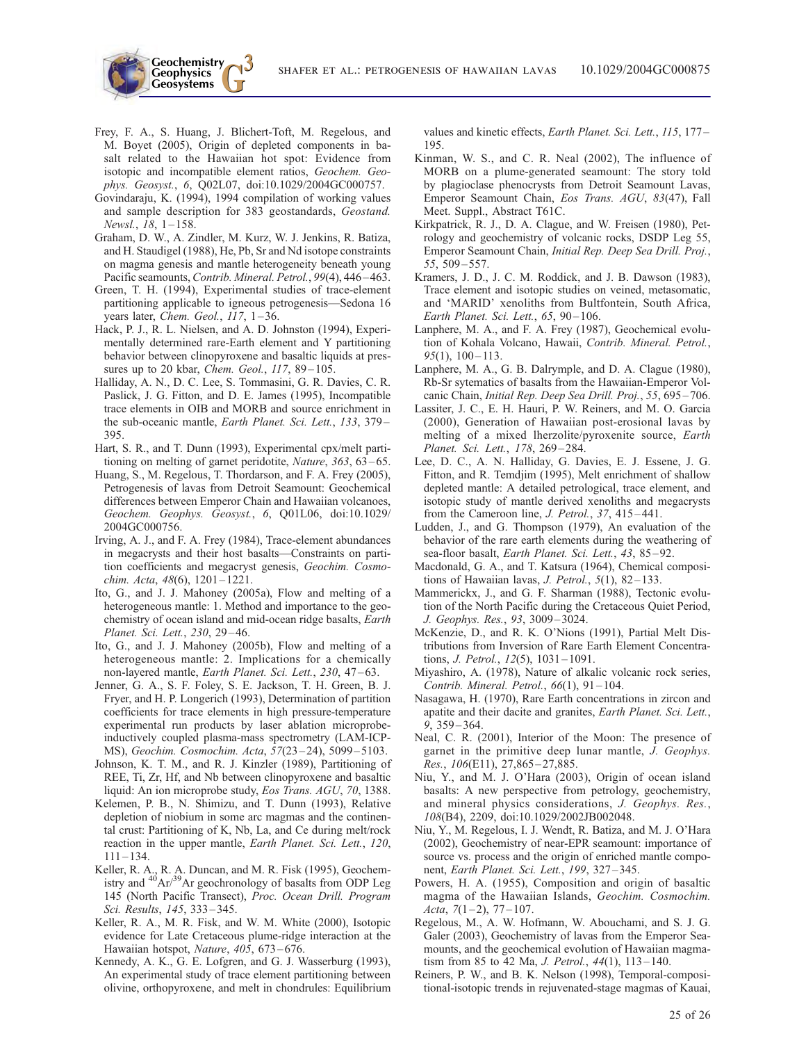Frey, F. A., S. Huang, J. Blichert-Toft, M. Regelous, and M. Boyet (2005), Origin of depleted components in basalt related to the Hawaiian hot spot: Evidence from isotopic and incompatible element ratios, *Geochem. Geophys. Geosyst.*, *6*, Q02L07, doi:10.1029/2004GC000757.

Govindaraju, K. (1994), 1994 compilation of working values and sample description for 383 geostandards, *Geostand. Newsl.*, *18*, 1–158.

Graham, D. W., A. Zindler, M. Kurz, W. J. Jenkins, R. Batiza, and H. Staudigel (1988), He, Pb, Sr and Nd isotope constraints on magma genesis and mantle heterogeneity beneath young Pacific seamounts, *Contrib. Mineral. Petrol.*, *99*(4), 446–463.

Green, T. H. (1994), Experimental studies of trace-element partitioning applicable to igneous petrogenesis—Sedona 16 years later, *Chem. Geol.*, *117*, 1–36.

Hack, P. J., R. L. Nielsen, and A. D. Johnston (1994), Experimentally determined rare-Earth element and Y partitioning behavior between clinopyroxene and basaltic liquids at pressures up to 20 kbar, *Chem. Geol.*, *117*, 89–105.

Halliday, A. N., D. C. Lee, S. Tommasini, G. R. Davies, C. R. Paslick, J. G. Fitton, and D. E. James (1995), Incompatible trace elements in OIB and MORB and source enrichment in the sub-oceanic mantle, *Earth Planet. Sci. Lett.*, *133*, 379–395.

Hart, S. R., and T. Dunn (1993), Experimental cpx/melt partitioning on melting of garnet peridotite, *Nature*, *363*, 63–65.

Huang, S., M. Regelous, T. Thordarson, and F. A. Frey (2005), Petrogenesis of lavas from Detroit Seamount: Geochemical differences between Emperor Chain and Hawaiian volcanoes, *Geochem. Geophys. Geosyst.*, *6*, Q01L06, doi:10.1029/2004GC000756.

Irving, A. J., and F. A. Frey (1984), Trace-element abundances in megacrysts and their host basalts—Constraints on partition coefficients and megacryst genesis, *Geochim. Cosmochim. Acta*, *48*(6), 1201–1221.

Ito, G., and J. J. Mahoney (2005a), Flow and melting of a heterogeneous mantle: 1. Method and importance to the geochemistry of ocean island and mid-ocean ridge basalts, *Earth Planet. Sci. Lett.*, *230*, 29–46.

Ito, G., and J. J. Mahoney (2005b), Flow and melting of a heterogeneous mantle: 2. Implications for a chemically non-layered mantle, *Earth Planet. Sci. Lett.*, *230*, 47–63.

Jenner, G. A., S. F. Foley, S. E. Jackson, T. H. Green, B. J. Fryer, and H. P. Longerich (1993), Determination of partition coefficients for trace elements in high pressure-temperature experimental run products by laser ablation microprobe-inductively coupled plasma-mass spectrometry (LAM-ICP-MS), *Geochim. Cosmochim. Acta*, *57*(23–24), 5099–5103.

Johnson, K. T. M., and R. J. Kinzler (1989), Partitioning of REE, Ti, Zr, Hf, and Nb between clinopyroxene and basaltic liquid: An ion microprobe study, *Eos Trans. AGU*, *70*, 1388.

Kelemen, P. B., N. Shimizu, and T. Dunn (1993), Relative depletion of niobium in some arc magmas and the continental crust: Partitioning of K, Nb, La, and Ce during melt/rock reaction in the upper mantle, *Earth Planet. Sci. Lett.*, *120*, 111–134.

Keller, R. A., R. A. Duncan, and M. R. Fisk (1995), Geochemistry and $^{40}Ar/^{39}Ar$ geochronology of basalts from ODP Leg 145 (North Pacific Transect), *Proc. Ocean Drill. Program Sci. Results*, *145*, 333–345.

Keller, R. A., M. R. Fisk, and W. M. White (2000), Isotopic evidence for Late Cretaceous plume-ridge interaction at the Hawaiian hotspot, *Nature*, *405*, 673–676.

Kennedy, A. K., G. E. Lofgren, and G. J. Wasserburg (1993), An experimental study of trace element partitioning between olivine, orthopyroxene, and melt in chondrules: Equilibrium values and kinetic effects, *Earth Planet. Sci. Lett.*, *115*, 177–195.

Kinman, W. S., and C. R. Neal (2002), The influence of MORB on a plume-generated seamount: The story told by plagioclase phenocrysts from Detroit Seamount Lavas, Emperor Seamount Chain, *Eos Trans. AGU*, *83*(47), Fall Meet. Suppl., Abstract T61C.

Kirkpatrick, R. J., D. A. Clague, and W. Freisen (1980), Petrology and geochemistry of volcanic rocks, DSDP Leg 55, Emperor Seamount Chain, *Initial Rep. Deep Sea Drill. Proj.*, *55*, 509–557.

Kramers, J. D., J. C. M. Roddick, and J. B. Dawson (1983), Trace element and isotopic studies on veined, metasomatic, and 'MARID' xenoliths from Bultfontein, South Africa, *Earth Planet. Sci. Lett.*, *65*, 90–106.

Lanphere, M. A., and F. A. Frey (1987), Geochemical evolution of Kohala Volcano, Hawaii, *Contrib. Mineral. Petrol.*, *95*(1), 100–113.

Lanphere, M. A., G. B. Dalrymple, and D. A. Clague (1980), Rb-Sr sytematics of basalts from the Hawaiian-Emperor Volcanic Chain, *Initial Rep. Deep Sea Drill. Proj.*, *55*, 695–706.

Lassiter, J. C., E. H. Hauri, P. W. Reiners, and M. O. Garcia (2000), Generation of Hawaiian post-erosional lavas by melting of a mixed lherzolite/pyroxenite source, *Earth Planet. Sci. Lett.*, *178*, 269–284.

Lee, D. C., A. N. Halliday, G. Davies, E. J. Essene, J. G. Fitton, and R. Temdjim (1995), Melt enrichment of shallow depleted mantle: A detailed petrological, trace element, and isotopic study of mantle derived xenoliths and megacrysts from the Cameroon line, *J. Petrol.*, *37*, 415–441.

Ludden, J., and G. Thompson (1979), An evaluation of the behavior of the rare earth elements during the weathering of sea-floor basalt, *Earth Planet. Sci. Lett.*, *43*, 85–92.

Macdonald, G. A., and T. Katsura (1964), Chemical compositions of Hawaiian lavas, *J. Petrol.*, *5*(1), 82–133.

Mammerickx, J., and G. F. Sharman (1988), Tectonic evolution of the North Pacific during the Cretaceous Quiet Period, *J. Geophys. Res.*, *93*, 3009–3024.

McKenzie, D., and R. K. O'Nions (1991), Partial Melt Distributions from Inversion of Rare Earth Element Concentrations, *J. Petrol.*, *12*(5), 1031–1091.

Miyashiro, A. (1978), Nature of alkalic volcanic rock series, *Contrib. Mineral. Petrol.*, *66*(1), 91–104.

Nasagawa, H. (1970), Rare Earth concentrations in zircon and apatite and their dacite and granites, *Earth Planet. Sci. Lett.*, *9*, 359–364.

Neal, C. R. (2001), Interior of the Moon: The presence of garnet in the primitive deep lunar mantle, *J. Geophys. Res.*, *106*(E11), 27,865–27,885.

Niu, Y., and M. J. O'Hara (2003), Origin of ocean island basalts: A new perspective from petrology, geochemistry, and mineral physics considerations, *J. Geophys. Res.*, *108*(B4), 2209, doi:10.1029/2002JB002048.

Niu, Y., M. Regelous, I. J. Wendt, R. Batiza, and M. J. O'Hara (2002), Geochemistry of near-EPR seamount: importance of source vs. process and the origin of enriched mantle component, *Earth Planet. Sci. Lett.*, *199*, 327–345.

Powers, H. A. (1955), Composition and origin of basaltic magma of the Hawaiian Islands, *Geochim. Cosmochim. Acta*, *7*(1–2), 77–107.

Regelous, M., A. W. Hofmann, W. Abouchami, and S. J. G. Galer (2003), Geochemistry of lavas from the Emperor Seamounts, and the geochemical evolution of Hawaiian magmatism from 85 to 42 Ma, *J. Petrol.*, *44*(1), 113–140.

Reiners, P. W., and B. K. Nelson (1998), Temporal-compositional-isotopic trends in rejuvenated-stage magmas of Kauai,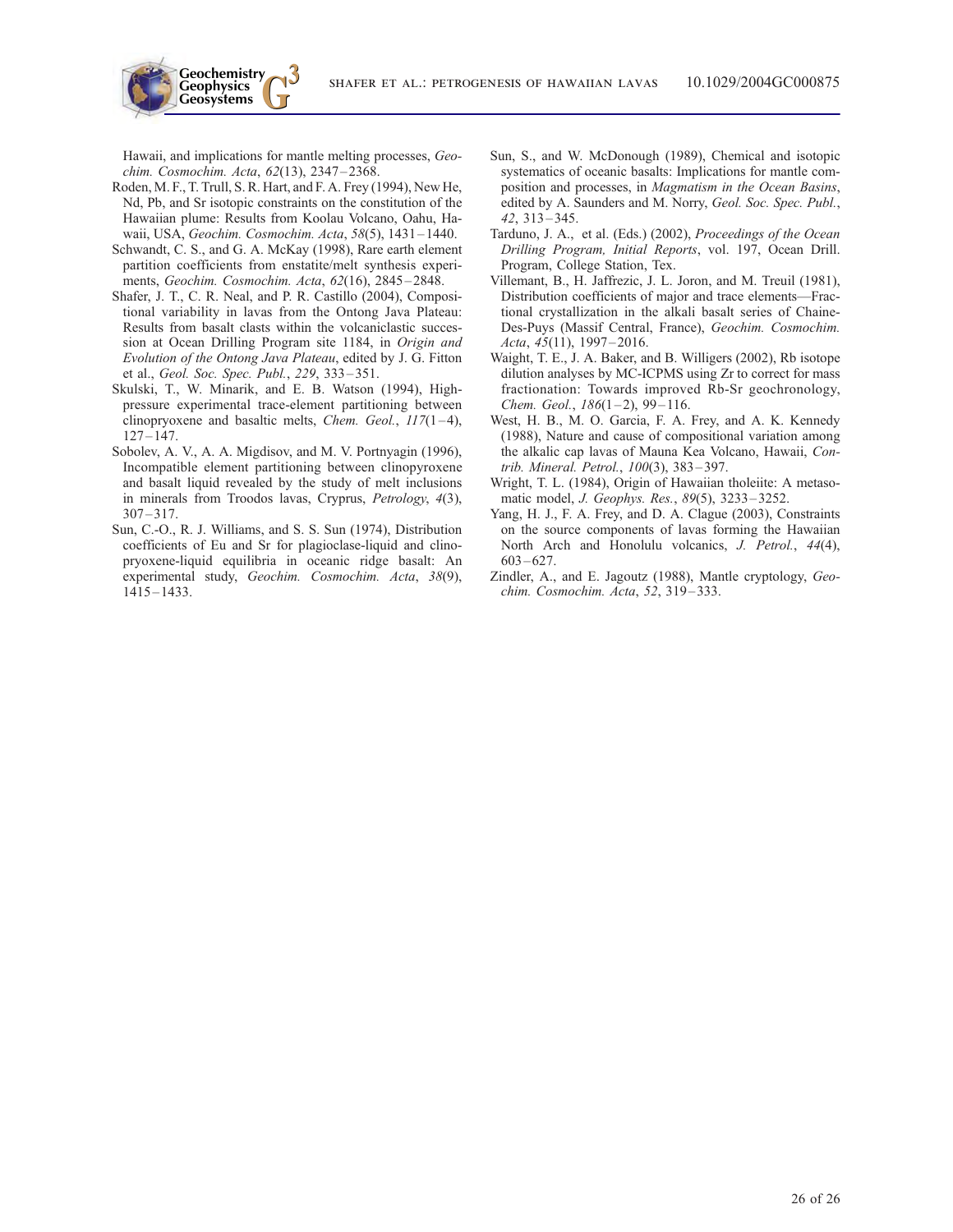Hawaii, and implications for mantle melting processes, *Geochim. Cosmochim. Acta*, *62*(13), 2347–2368.

Roden, M. F., T. Trull, S. R. Hart, and F. A. Frey (1994), New He, Nd, Pb, and Sr isotopic constraints on the constitution of the Hawaiian plume: Results from Koolau Volcano, Oahu, Hawaii, USA, *Geochim. Cosmochim. Acta*, *58*(5), 1431–1440.

Schwandt, C. S., and G. A. McKay (1998), Rare earth element partition coefficients from enstatite/melt synthesis experiments, *Geochim. Cosmochim. Acta*, *62*(16), 2845–2848.

Shafer, J. T., C. R. Neal, and P. R. Castillo (2004), Compositional variability in lavas from the Ontong Java Plateau: Results from basalt clasts within the volcaniclastic succession at Ocean Drilling Program site 1184, in *Origin and Evolution of the Ontong Java Plateau*, edited by J. G. Fitton et al., *Geol. Soc. Spec. Publ.*, *229*, 333–351.

Skulski, T., W. Minarik, and E. B. Watson (1994), High-pressure experimental trace-element partitioning between clinopryoxene and basaltic melts, *Chem. Geol.*, *117*(1–4), 127–147.

Sobolev, A. V., A. A. Migdisov, and M. V. Portnyagin (1996), Incompatible element partitioning between clinopyroxene and basalt liquid revealed by the study of melt inclusions in minerals from Troodos lavas, Cryprus, *Petrology*, *4*(3), 307–317.

Sun, C.-O., R. J. Williams, and S. S. Sun (1974), Distribution coefficients of Eu and Sr for plagioclase-liquid and clinopyroxene-liquid equilibria in oceanic ridge basalt: An experimental study, *Geochim. Cosmochim. Acta*, *38*(9), 1415–1433.

Sun, S., and W. McDonough (1989), Chemical and isotopic systematics of oceanic basalts: Implications for mantle composition and processes, in *Magmatism in the Ocean Basins*, edited by A. Saunders and M. Norry, *Geol. Soc. Spec. Publ.*, *42*, 313–345.

Tarduno, J. A., et al. (Eds.) (2002), *Proceedings of the Ocean Drilling Program, Initial Reports*, vol. 197, Ocean Drill. Program, College Station, Tex.

Villemant, B., H. Jaffrezic, J. L. Joron, and M. Treuil (1981), Distribution coefficients of major and trace elements—Fractional crystallization in the alkali basalt series of Chaine-Des-Puys (Massif Central, France), *Geochim. Cosmochim. Acta*, *45*(11), 1997–2016.

Waight, T. E., J. A. Baker, and B. Willigers (2002), Rb isotope dilution analyses by MC-ICPMS using Zr to correct for mass fractionation: Towards improved Rb-Sr geochronology, *Chem. Geol.*, *186*(1–2), 99–116.

West, H. B., M. O. Garcia, F. A. Frey, and A. K. Kennedy (1988), Nature and cause of compositional variation among the alkalic cap lavas of Mauna Kea Volcano, Hawaii, *Contrib. Mineral. Petrol.*, *100*(3), 383–397.

Wright, T. L. (1984), Origin of Hawaiian tholeiite: A metasomatic model, *J. Geophys. Res.*, *89*(5), 3233–3252.

Yang, H. J., F. A. Frey, and D. A. Clague (2003), Constraints on the source components of lavas forming the Hawaiian North Arch and Honolulu volcanics, *J. Petrol.*, *44*(4), 603–627.

Zindler, A., and E. Jagoutz (1988), Mantle cryptology, *Geochim. Cosmochim. Acta*, *52*, 319–333.